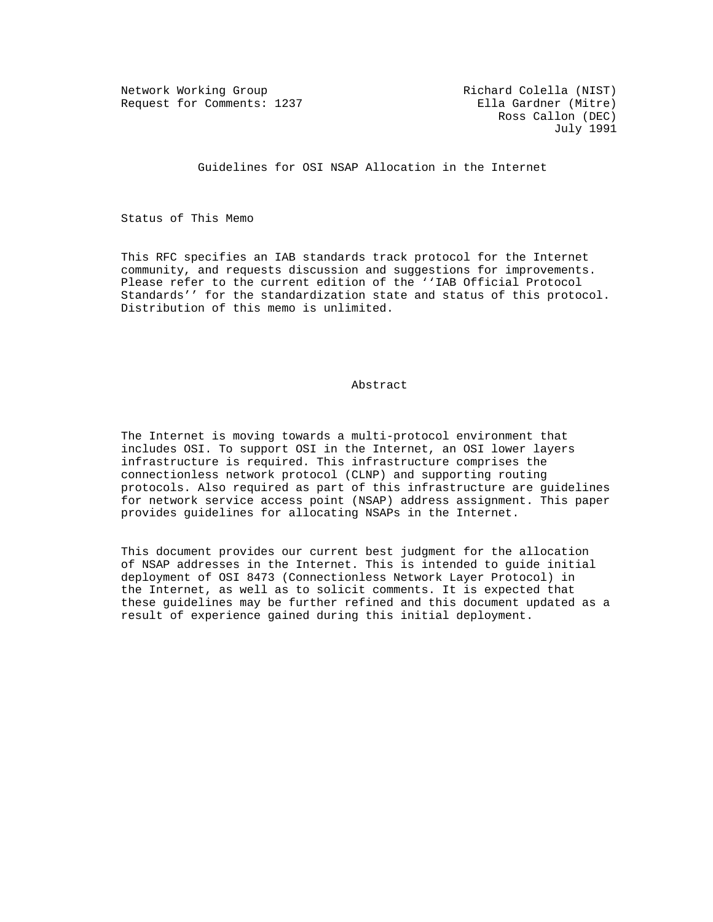Network Working Group                                    Richard Colella (NIST)
Request for Comments: 1237                               Ella Gardner (Mitre)
                                                         Ross Callon (DEC)
                                                         July 1991

# Guidelines for OSI NSAP Allocation in the Internet

## Status of This Memo

This RFC specifies an IAB standards track protocol for the Internet community, and requests discussion and suggestions for improvements. Please refer to the current edition of the ‘‘IAB Official Protocol Standards’’ for the standardization state and status of this protocol. Distribution of this memo is unlimited.

## Abstract

The Internet is moving towards a multi-protocol environment that includes OSI. To support OSI in the Internet, an OSI lower layers infrastructure is required. This infrastructure comprises the connectionless network protocol (CLNP) and supporting routing protocols. Also required as part of this infrastructure are guidelines for network service access point (NSAP) address assignment. This paper provides guidelines for allocating NSAPs in the Internet.

This document provides our current best judgment for the allocation of NSAP addresses in the Internet. This is intended to guide initial deployment of OSI 8473 (Connectionless Network Layer Protocol) in the Internet, as well as to solicit comments. It is expected that these guidelines may be further refined and this document updated as a result of experience gained during this initial deployment.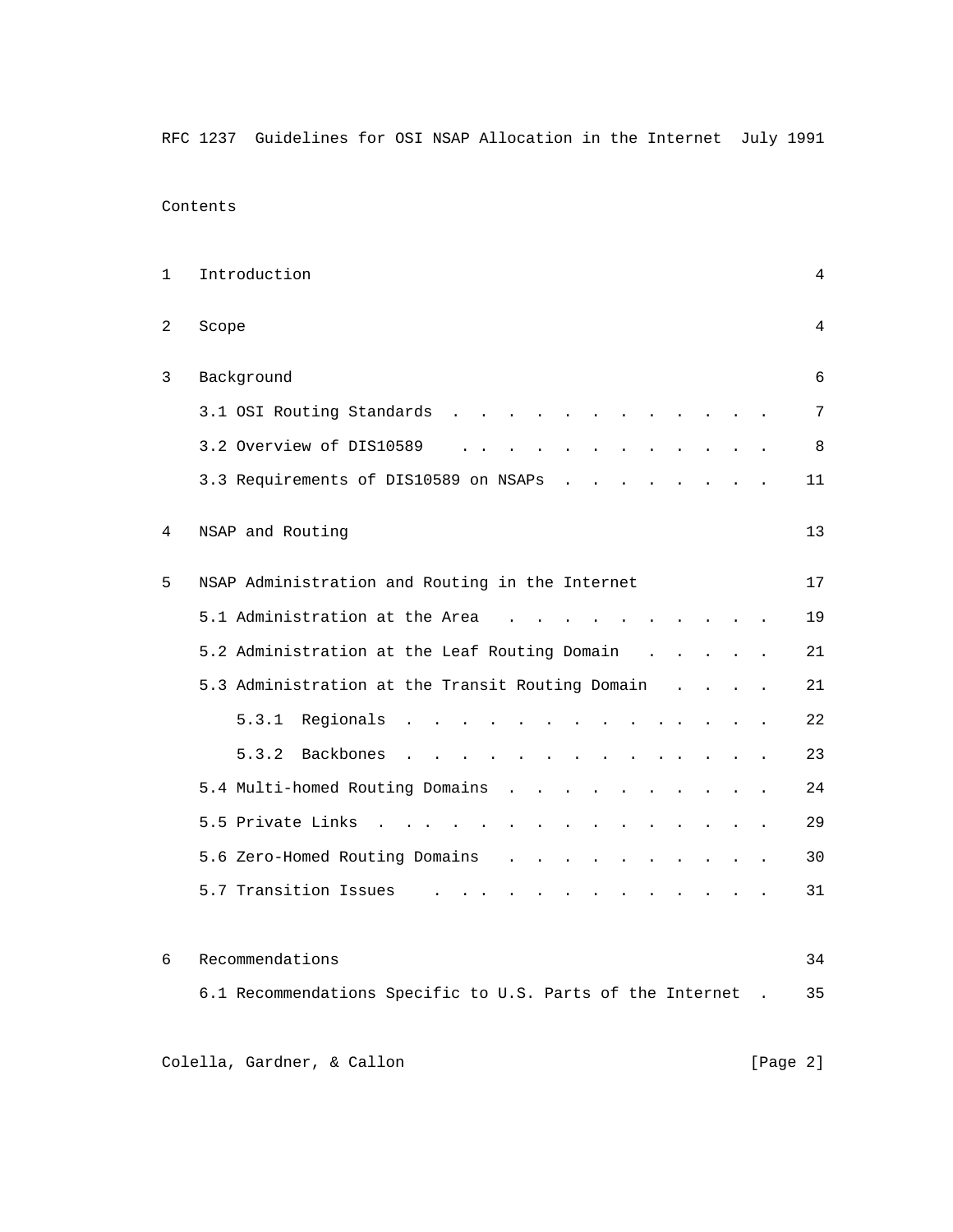## Contents

| | | |
|---|---|---|
| 1 | Introduction | 4 |
| 2 | Scope | 4 |
| 3 | Background | 6 |
| | 3.1 OSI Routing Standards | 7 |
| | 3.2 Overview of DIS10589 | 8 |
| | 3.3 Requirements of DIS10589 on NSAPs | 11 |
| 4 | NSAP and Routing | 13 |
| 5 | NSAP Administration and Routing in the Internet | 17 |
| | 5.1 Administration at the Area | 19 |
| | 5.2 Administration at the Leaf Routing Domain | 21 |
| | 5.3 Administration at the Transit Routing Domain | 21 |
| | 5.3.1 Regionals | 22 |
| | 5.3.2 Backbones | 23 |
| | 5.4 Multi-homed Routing Domains | 24 |
| | 5.5 Private Links | 29 |
| | 5.6 Zero-Homed Routing Domains | 30 |
| | 5.7 Transition Issues | 31 |
| 6 | Recommendations | 34 |
| | 6.1 Recommendations Specific to U.S. Parts of the Internet | 35 |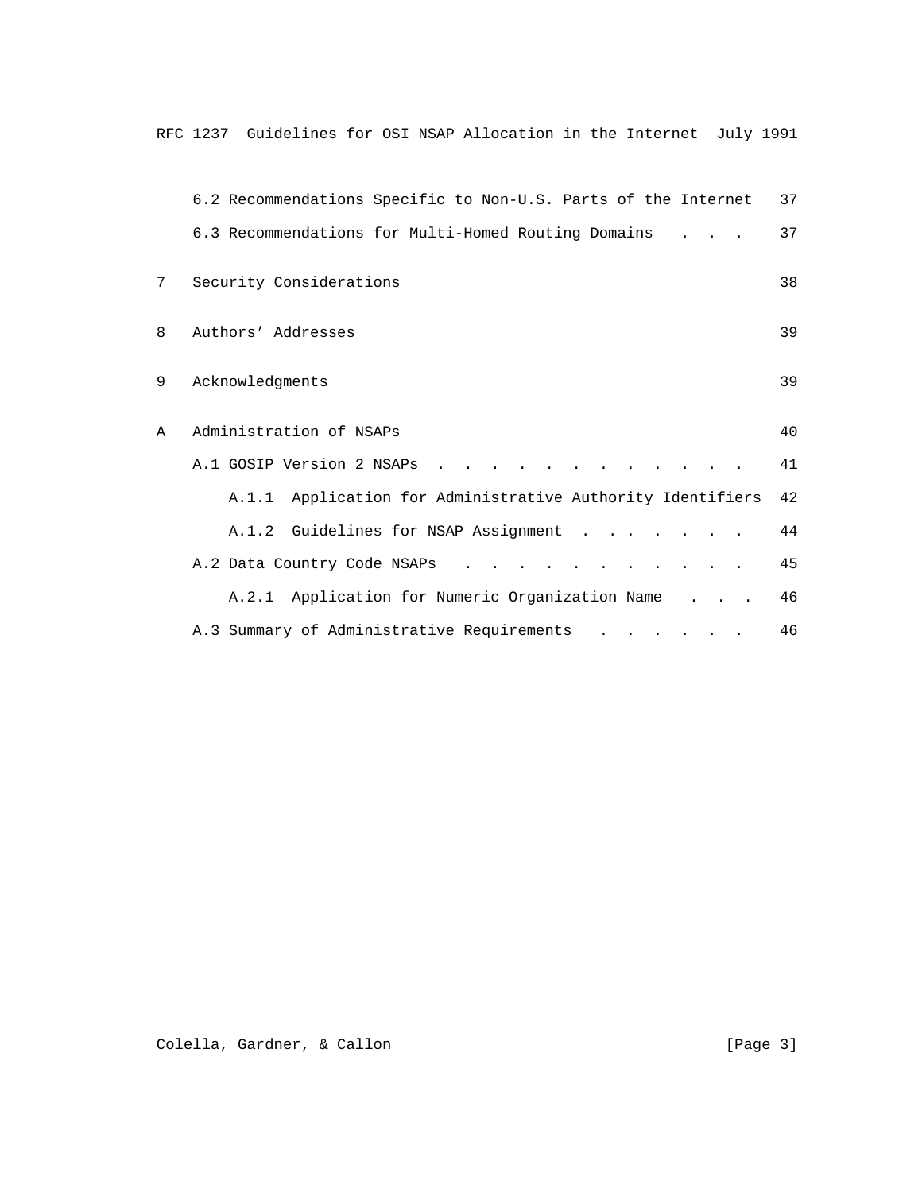6.2 Recommendations Specific to Non-U.S. Parts of the Internet 37

6.3 Recommendations for Multi-Homed Routing Domains . . . 37

7 Security Considerations 38

8 Authors' Addresses 39

9 Acknowledgments 39

A Administration of NSAPs 40

A.1 GOSIP Version 2 NSAPs . . . . . . . . . . . . . . 41

A.1.1 Application for Administrative Authority Identifiers 42

A.1.2 Guidelines for NSAP Assignment . . . . . . . . 44

A.2 Data Country Code NSAPs . . . . . . . . . . . . . 45

A.2.1 Application for Numeric Organization Name . . . 46

A.3 Summary of Administrative Requirements . . . . . . . 46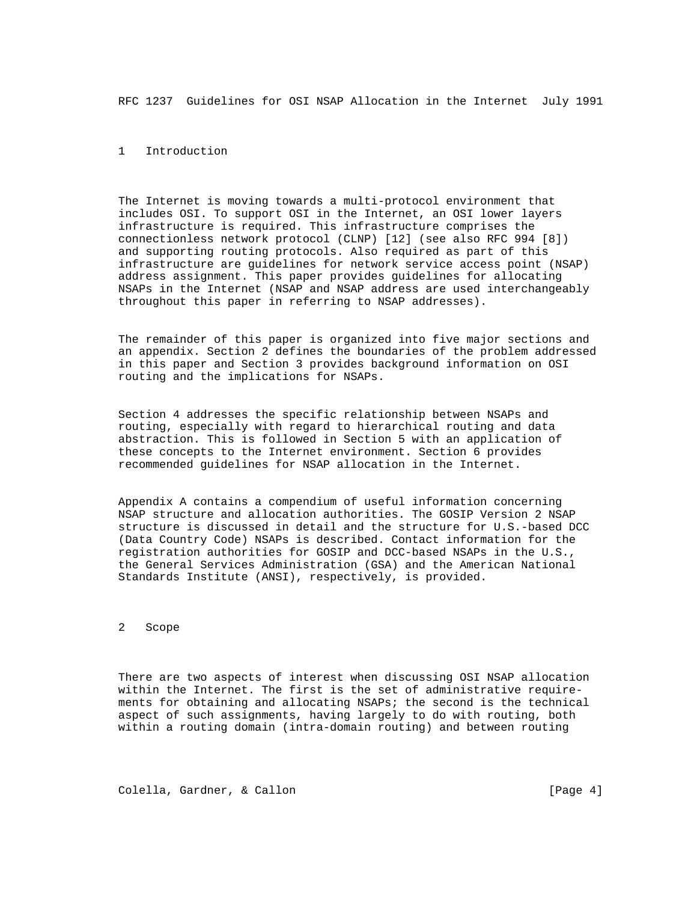# 1 Introduction

The Internet is moving towards a multi-protocol environment that includes OSI. To support OSI in the Internet, an OSI lower layers infrastructure is required. This infrastructure comprises the connectionless network protocol (CLNP) [12] (see also RFC 994 [8]) and supporting routing protocols. Also required as part of this infrastructure are guidelines for network service access point (NSAP) address assignment. This paper provides guidelines for allocating NSAPs in the Internet (NSAP and NSAP address are used interchangeably throughout this paper in referring to NSAP addresses).

The remainder of this paper is organized into five major sections and an appendix. Section 2 defines the boundaries of the problem addressed in this paper and Section 3 provides background information on OSI routing and the implications for NSAPs.

Section 4 addresses the specific relationship between NSAPs and routing, especially with regard to hierarchical routing and data abstraction. This is followed in Section 5 with an application of these concepts to the Internet environment. Section 6 provides recommended guidelines for NSAP allocation in the Internet.

Appendix A contains a compendium of useful information concerning NSAP structure and allocation authorities. The GOSIP Version 2 NSAP structure is discussed in detail and the structure for U.S.-based DCC (Data Country Code) NSAPs is described. Contact information for the registration authorities for GOSIP and DCC-based NSAPs in the U.S., the General Services Administration (GSA) and the American National Standards Institute (ANSI), respectively, is provided.

# 2 Scope

There are two aspects of interest when discussing OSI NSAP allocation within the Internet. The first is the set of administrative requirements for obtaining and allocating NSAPs; the second is the technical aspect of such assignments, having largely to do with routing, both within a routing domain (intra-domain routing) and between routing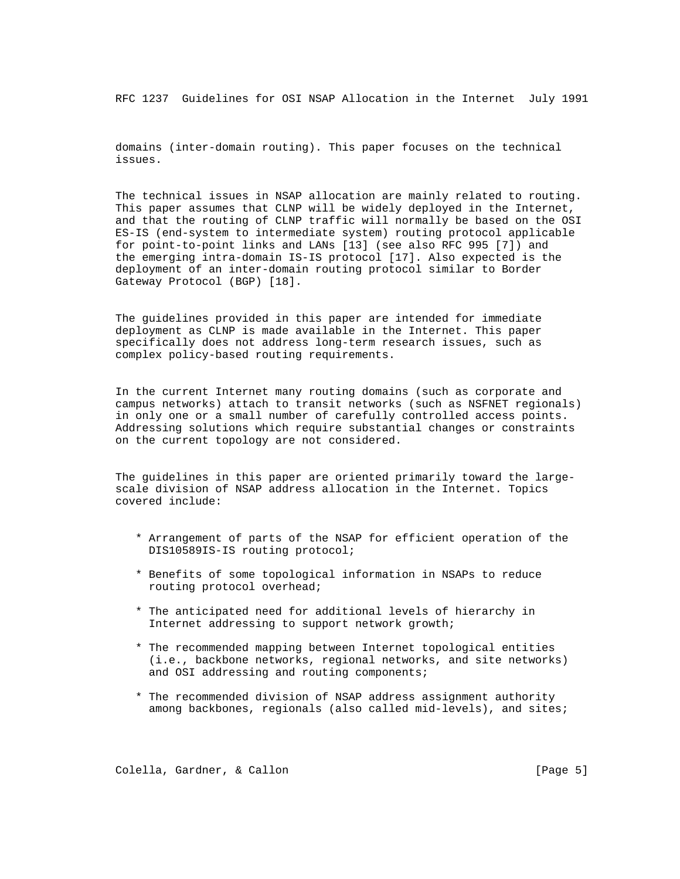domains (inter-domain routing). This paper focuses on the technical issues.

The technical issues in NSAP allocation are mainly related to routing. This paper assumes that CLNP will be widely deployed in the Internet, and that the routing of CLNP traffic will normally be based on the OSI ES-IS (end-system to intermediate system) routing protocol applicable for point-to-point links and LANs [13] (see also RFC 995 [7]) and the emerging intra-domain IS-IS protocol [17]. Also expected is the deployment of an inter-domain routing protocol similar to Border Gateway Protocol (BGP) [18].

The guidelines provided in this paper are intended for immediate deployment as CLNP is made available in the Internet. This paper specifically does not address long-term research issues, such as complex policy-based routing requirements.

In the current Internet many routing domains (such as corporate and campus networks) attach to transit networks (such as NSFNET regionals) in only one or a small number of carefully controlled access points. Addressing solutions which require substantial changes or constraints on the current topology are not considered.

The guidelines in this paper are oriented primarily toward the large-scale division of NSAP address allocation in the Internet. Topics covered include:

* Arrangement of parts of the NSAP for efficient operation of the DIS10589IS-IS routing protocol;
* Benefits of some topological information in NSAPs to reduce routing protocol overhead;
* The anticipated need for additional levels of hierarchy in Internet addressing to support network growth;
* The recommended mapping between Internet topological entities (i.e., backbone networks, regional networks, and site networks) and OSI addressing and routing components;
* The recommended division of NSAP address assignment authority among backbones, regionals (also called mid-levels), and sites;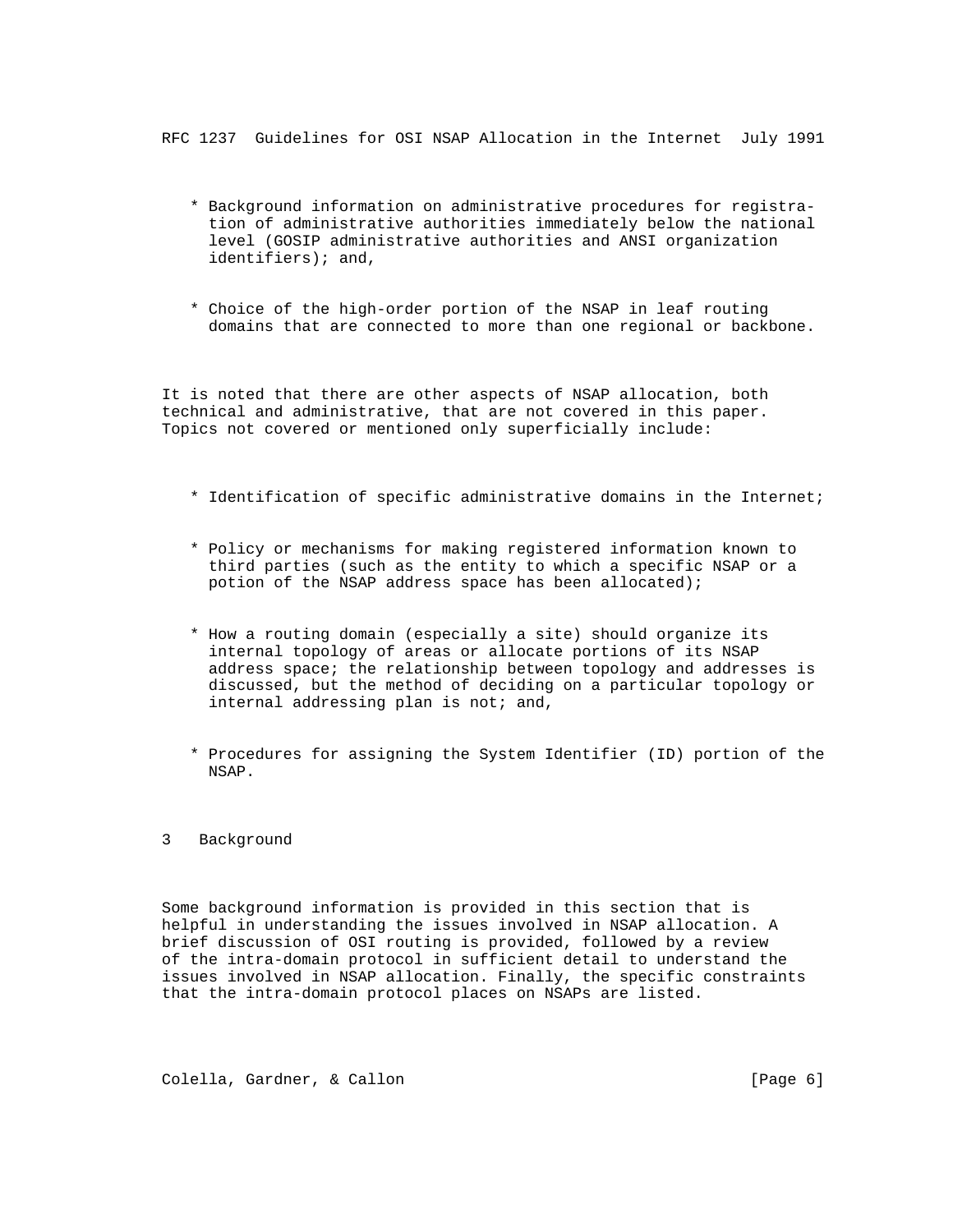* Background information on administrative procedures for registration of administrative authorities immediately below the national level (GOSIP administrative authorities and ANSI organization identifiers); and,

* Choice of the high-order portion of the NSAP in leaf routing domains that are connected to more than one regional or backbone.

It is noted that there are other aspects of NSAP allocation, both technical and administrative, that are not covered in this paper. Topics not covered or mentioned only superficially include:

* Identification of specific administrative domains in the Internet;

* Policy or mechanisms for making registered information known to third parties (such as the entity to which a specific NSAP or a potion of the NSAP address space has been allocated);

* How a routing domain (especially a site) should organize its internal topology of areas or allocate portions of its NSAP address space; the relationship between topology and addresses is discussed, but the method of deciding on a particular topology or internal addressing plan is not; and,

* Procedures for assigning the System Identifier (ID) portion of the NSAP.

# 3 Background

Some background information is provided in this section that is helpful in understanding the issues involved in NSAP allocation. A brief discussion of OSI routing is provided, followed by a review of the intra-domain protocol in sufficient detail to understand the issues involved in NSAP allocation. Finally, the specific constraints that the intra-domain protocol places on NSAPs are listed.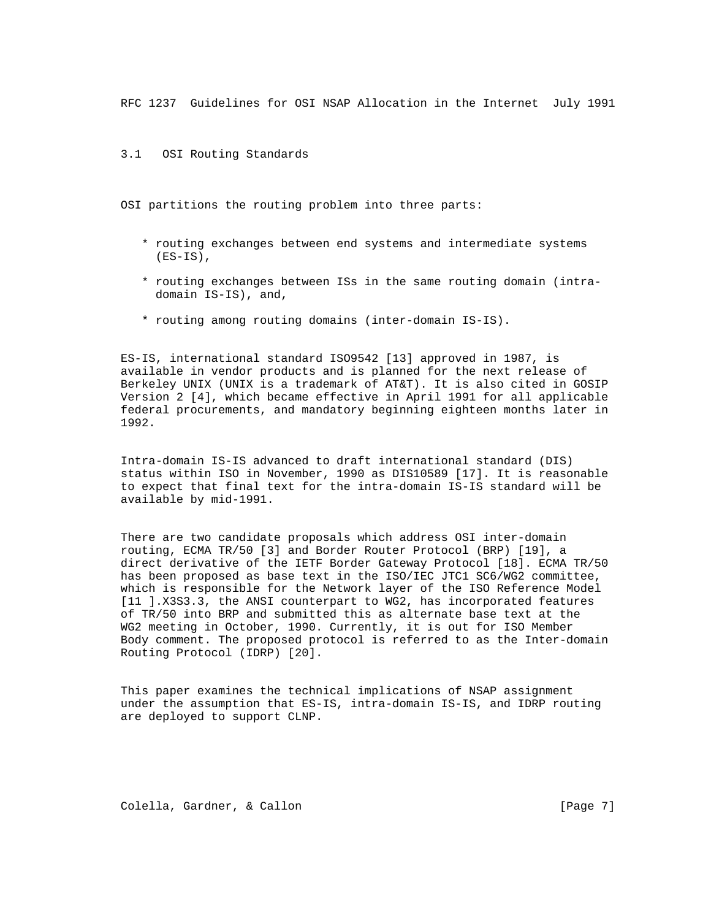### 3.1 OSI Routing Standards

OSI partitions the routing problem into three parts:

* routing exchanges between end systems and intermediate systems (ES-IS),
* routing exchanges between ISs in the same routing domain (intra-domain IS-IS), and,
* routing among routing domains (inter-domain IS-IS).

ES-IS, international standard ISO9542 [13] approved in 1987, is available in vendor products and is planned for the next release of Berkeley UNIX (UNIX is a trademark of AT&T). It is also cited in GOSIP Version 2 [4], which became effective in April 1991 for all applicable federal procurements, and mandatory beginning eighteen months later in 1992.

Intra-domain IS-IS advanced to draft international standard (DIS) status within ISO in November, 1990 as DIS10589 [17]. It is reasonable to expect that final text for the intra-domain IS-IS standard will be available by mid-1991.

There are two candidate proposals which address OSI inter-domain routing, ECMA TR/50 [3] and Border Router Protocol (BRP) [19], a direct derivative of the IETF Border Gateway Protocol [18]. ECMA TR/50 has been proposed as base text in the ISO/IEC JTC1 SC6/WG2 committee, which is responsible for the Network layer of the ISO Reference Model [11 ].X3S3.3, the ANSI counterpart to WG2, has incorporated features of TR/50 into BRP and submitted this as alternate base text at the WG2 meeting in October, 1990. Currently, it is out for ISO Member Body comment. The proposed protocol is referred to as the Inter-domain Routing Protocol (IDRP) [20].

This paper examines the technical implications of NSAP assignment under the assumption that ES-IS, intra-domain IS-IS, and IDRP routing are deployed to support CLNP.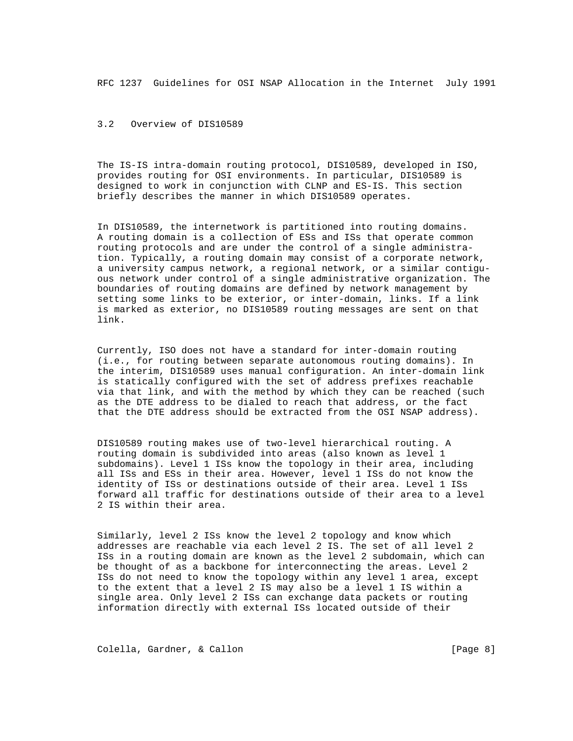### 3.2 Overview of DIS10589

The IS-IS intra-domain routing protocol, DIS10589, developed in ISO, provides routing for OSI environments. In particular, DIS10589 is designed to work in conjunction with CLNP and ES-IS. This section briefly describes the manner in which DIS10589 operates.

In DIS10589, the internetwork is partitioned into routing domains. A routing domain is a collection of ESs and ISs that operate common routing protocols and are under the control of a single administration. Typically, a routing domain may consist of a corporate network, a university campus network, a regional network, or a similar contiguous network under control of a single administrative organization. The boundaries of routing domains are defined by network management by setting some links to be exterior, or inter-domain, links. If a link is marked as exterior, no DIS10589 routing messages are sent on that link.

Currently, ISO does not have a standard for inter-domain routing (i.e., for routing between separate autonomous routing domains). In the interim, DIS10589 uses manual configuration. An inter-domain link is statically configured with the set of address prefixes reachable via that link, and with the method by which they can be reached (such as the DTE address to be dialed to reach that address, or the fact that the DTE address should be extracted from the OSI NSAP address).

DIS10589 routing makes use of two-level hierarchical routing. A routing domain is subdivided into areas (also known as level 1 subdomains). Level 1 ISs know the topology in their area, including all ISs and ESs in their area. However, level 1 ISs do not know the identity of ISs or destinations outside of their area. Level 1 ISs forward all traffic for destinations outside of their area to a level 2 IS within their area.

Similarly, level 2 ISs know the level 2 topology and know which addresses are reachable via each level 2 IS. The set of all level 2 ISs in a routing domain are known as the level 2 subdomain, which can be thought of as a backbone for interconnecting the areas. Level 2 ISs do not need to know the topology within any level 1 area, except to the extent that a level 2 IS may also be a level 1 IS within a single area. Only level 2 ISs can exchange data packets or routing information directly with external ISs located outside of their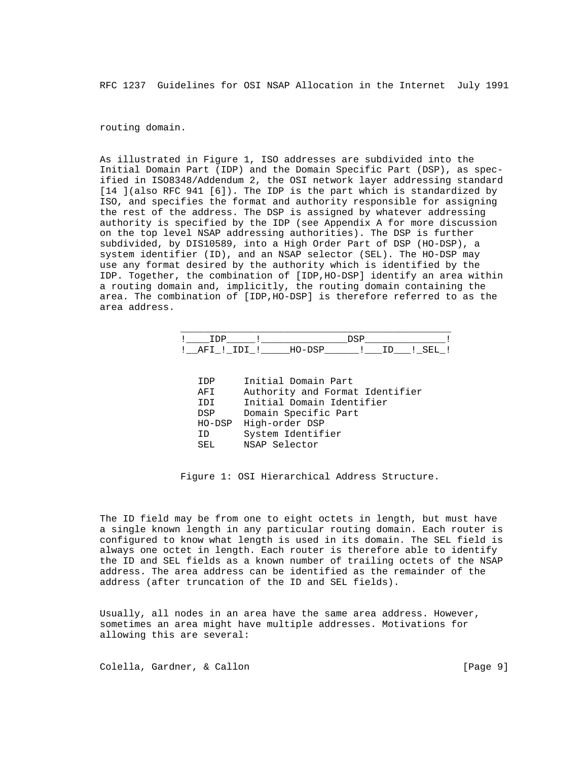routing domain.

As illustrated in Figure 1, ISO addresses are subdivided into the Initial Domain Part (IDP) and the Domain Specific Part (DSP), as specified in ISO8348/Addendum 2, the OSI network layer addressing standard [14 ](also RFC 941 [6]). The IDP is the part which is standardized by ISO, and specifies the format and authority responsible for assigning the rest of the address. The DSP is assigned by whatever addressing authority is specified by the IDP (see Appendix A for more discussion on the top level NSAP addressing authorities). The DSP is further subdivided, by DIS10589, into a High Order Part of DSP (HO-DSP), a system identifier (ID), and an NSAP selector (SEL). The HO-DSP may use any format desired by the authority which is identified by the IDP. Together, the combination of [IDP,HO-DSP] identify an area within a routing domain and, implicitly, the routing domain containing the area. The combination of [IDP,HO-DSP] is therefore referred to as the area address.

```
 _______________________________________________
!____IDP_____!_______________DSP______________!
!__AFI_!_IDI_!_____HO-DSP______!___ID___!_SEL_!

   IDP     Initial Domain Part
   AFI     Authority and Format Identifier
   IDI     Initial Domain Identifier
   DSP     Domain Specific Part
   HO-DSP  High-order DSP
   ID      System Identifier
   SEL     NSAP Selector
```

Figure 1: OSI Hierarchical Address Structure.

The ID field may be from one to eight octets in length, but must have a single known length in any particular routing domain. Each router is configured to know what length is used in its domain. The SEL field is always one octet in length. Each router is therefore able to identify the ID and SEL fields as a known number of trailing octets of the NSAP address. The area address can be identified as the remainder of the address (after truncation of the ID and SEL fields).

Usually, all nodes in an area have the same area address. However, sometimes an area might have multiple addresses. Motivations for allowing this are several: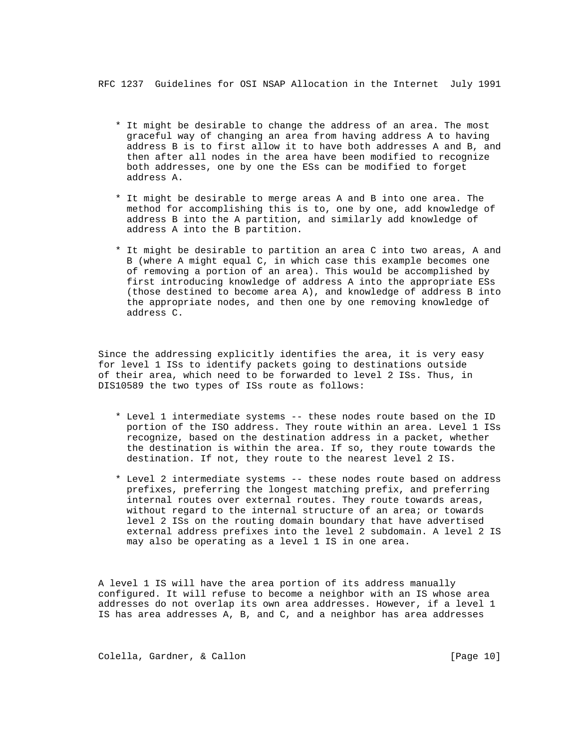* It might be desirable to change the address of an area. The most graceful way of changing an area from having address A to having address B is to first allow it to have both addresses A and B, and then after all nodes in the area have been modified to recognize both addresses, one by one the ESs can be modified to forget address A.

* It might be desirable to merge areas A and B into one area. The method for accomplishing this is to, one by one, add knowledge of address B into the A partition, and similarly add knowledge of address A into the B partition.

* It might be desirable to partition an area C into two areas, A and B (where A might equal C, in which case this example becomes one of removing a portion of an area). This would be accomplished by first introducing knowledge of address A into the appropriate ESs (those destined to become area A), and knowledge of address B into the appropriate nodes, and then one by one removing knowledge of address C.

Since the addressing explicitly identifies the area, it is very easy for level 1 ISs to identify packets going to destinations outside of their area, which need to be forwarded to level 2 ISs. Thus, in DIS10589 the two types of ISs route as follows:

* Level 1 intermediate systems -- these nodes route based on the ID portion of the ISO address. They route within an area. Level 1 ISs recognize, based on the destination address in a packet, whether the destination is within the area. If so, they route towards the destination. If not, they route to the nearest level 2 IS.

* Level 2 intermediate systems -- these nodes route based on address prefixes, preferring the longest matching prefix, and preferring internal routes over external routes. They route towards areas, without regard to the internal structure of an area; or towards level 2 ISs on the routing domain boundary that have advertised external address prefixes into the level 2 subdomain. A level 2 IS may also be operating as a level 1 IS in one area.

A level 1 IS will have the area portion of its address manually configured. It will refuse to become a neighbor with an IS whose area addresses do not overlap its own area addresses. However, if a level 1 IS has area addresses A, B, and C, and a neighbor has area addresses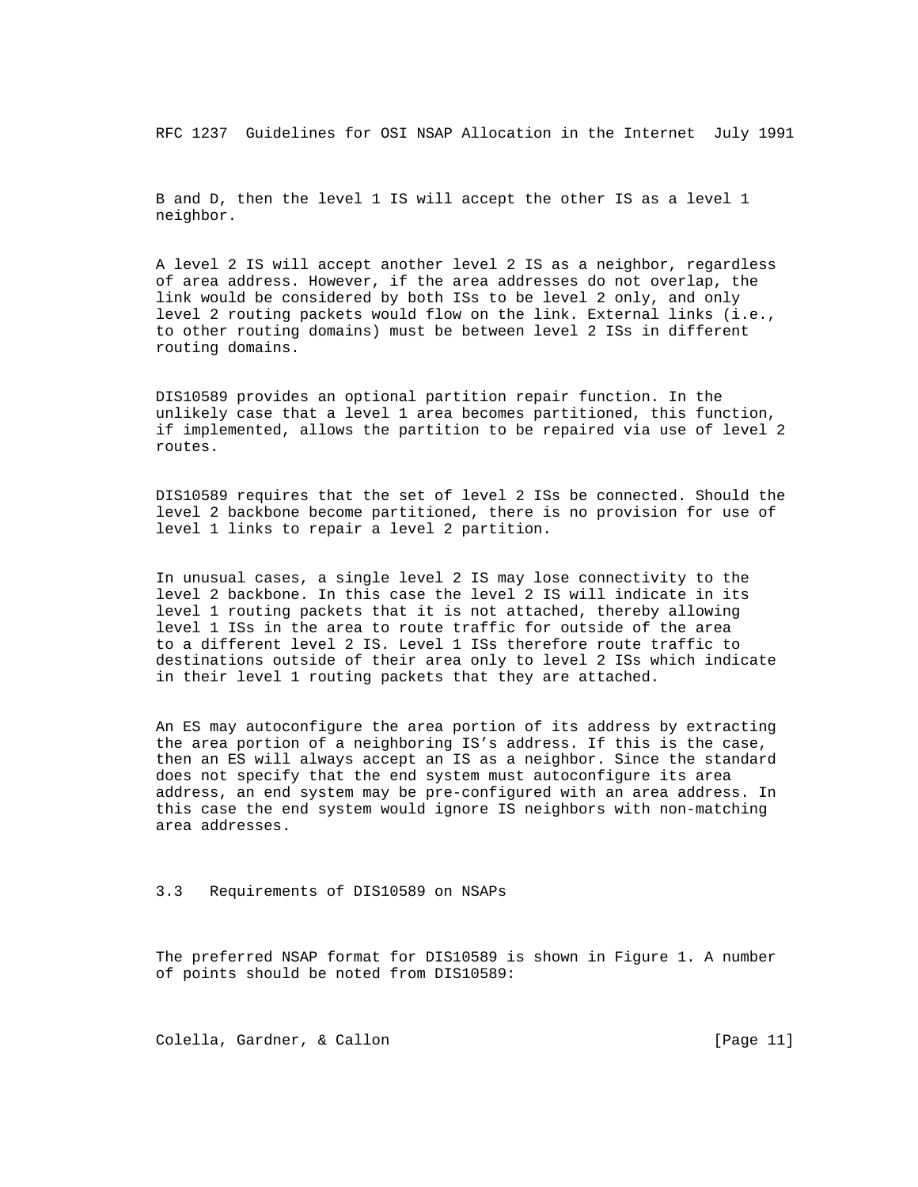B and D, then the level 1 IS will accept the other IS as a level 1 neighbor.

A level 2 IS will accept another level 2 IS as a neighbor, regardless of area address. However, if the area addresses do not overlap, the link would be considered by both ISs to be level 2 only, and only level 2 routing packets would flow on the link. External links (i.e., to other routing domains) must be between level 2 ISs in different routing domains.

DIS10589 provides an optional partition repair function. In the unlikely case that a level 1 area becomes partitioned, this function, if implemented, allows the partition to be repaired via use of level 2 routes.

DIS10589 requires that the set of level 2 ISs be connected. Should the level 2 backbone become partitioned, there is no provision for use of level 1 links to repair a level 2 partition.

In unusual cases, a single level 2 IS may lose connectivity to the level 2 backbone. In this case the level 2 IS will indicate in its level 1 routing packets that it is not attached, thereby allowing level 1 ISs in the area to route traffic for outside of the area to a different level 2 IS. Level 1 ISs therefore route traffic to destinations outside of their area only to level 2 ISs which indicate in their level 1 routing packets that they are attached.

An ES may autoconfigure the area portion of its address by extracting the area portion of a neighboring IS's address. If this is the case, then an ES will always accept an IS as a neighbor. Since the standard does not specify that the end system must autoconfigure its area address, an end system may be pre-configured with an area address. In this case the end system would ignore IS neighbors with non-matching area addresses.

### 3.3 Requirements of DIS10589 on NSAPs

The preferred NSAP format for DIS10589 is shown in Figure 1. A number of points should be noted from DIS10589: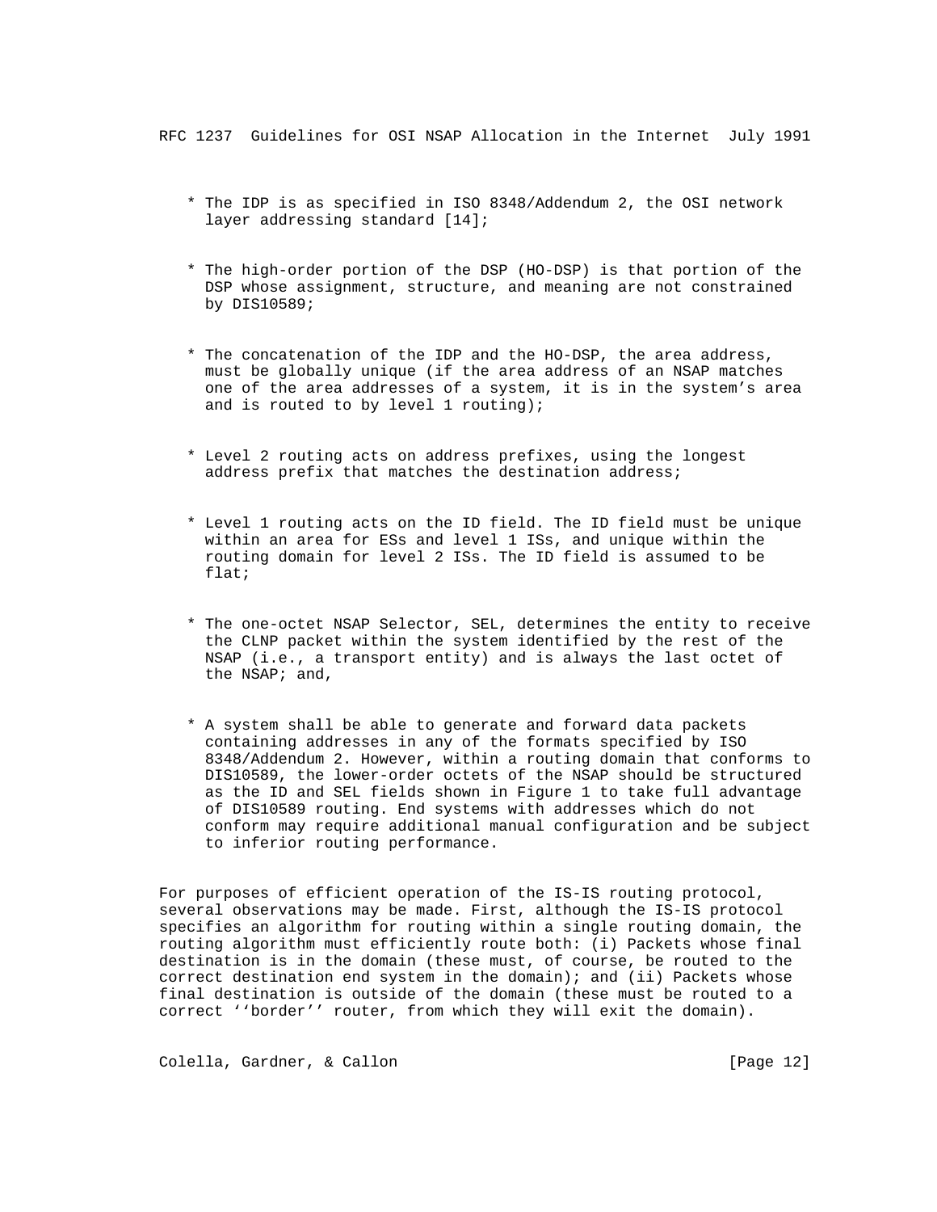* The IDP is as specified in ISO 8348/Addendum 2, the OSI network layer addressing standard [14];

* The high-order portion of the DSP (HO-DSP) is that portion of the DSP whose assignment, structure, and meaning are not constrained by DIS10589;

* The concatenation of the IDP and the HO-DSP, the area address, must be globally unique (if the area address of an NSAP matches one of the area addresses of a system, it is in the system's area and is routed to by level 1 routing);

* Level 2 routing acts on address prefixes, using the longest address prefix that matches the destination address;

* Level 1 routing acts on the ID field. The ID field must be unique within an area for ESs and level 1 ISs, and unique within the routing domain for level 2 ISs. The ID field is assumed to be flat;

* The one-octet NSAP Selector, SEL, determines the entity to receive the CLNP packet within the system identified by the rest of the NSAP (i.e., a transport entity) and is always the last octet of the NSAP; and,

* A system shall be able to generate and forward data packets containing addresses in any of the formats specified by ISO 8348/Addendum 2. However, within a routing domain that conforms to DIS10589, the lower-order octets of the NSAP should be structured as the ID and SEL fields shown in Figure 1 to take full advantage of DIS10589 routing. End systems with addresses which do not conform may require additional manual configuration and be subject to inferior routing performance.

For purposes of efficient operation of the IS-IS routing protocol, several observations may be made. First, although the IS-IS protocol specifies an algorithm for routing within a single routing domain, the routing algorithm must efficiently route both: (i) Packets whose final destination is in the domain (these must, of course, be routed to the correct destination end system in the domain); and (ii) Packets whose final destination is outside of the domain (these must be routed to a correct ''border'' router, from which they will exit the domain).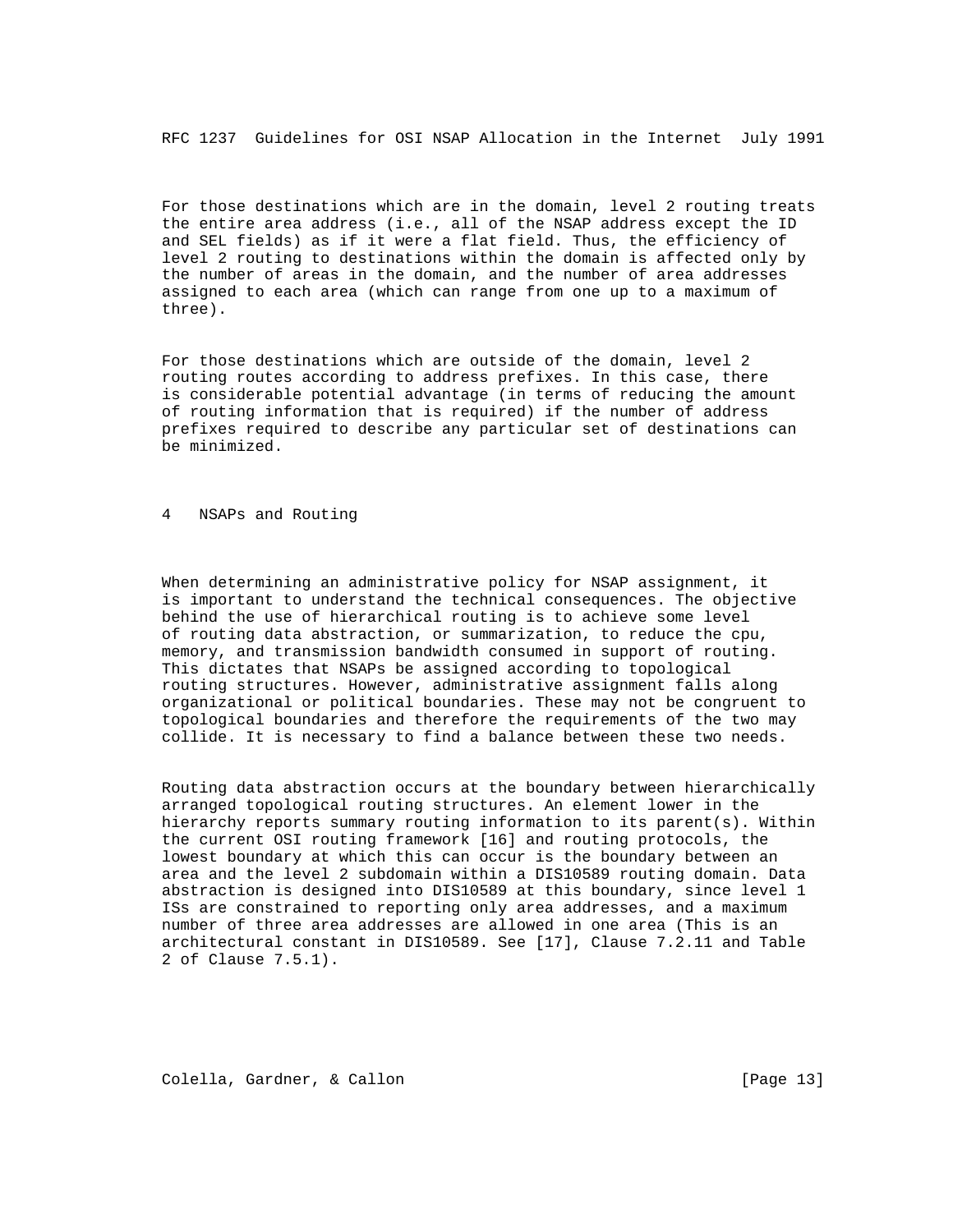For those destinations which are in the domain, level 2 routing treats the entire area address (i.e., all of the NSAP address except the ID and SEL fields) as if it were a flat field. Thus, the efficiency of level 2 routing to destinations within the domain is affected only by the number of areas in the domain, and the number of area addresses assigned to each area (which can range from one up to a maximum of three).

For those destinations which are outside of the domain, level 2 routing routes according to address prefixes. In this case, there is considerable potential advantage (in terms of reducing the amount of routing information that is required) if the number of address prefixes required to describe any particular set of destinations can be minimized.

# 4 NSAPs and Routing

When determining an administrative policy for NSAP assignment, it is important to understand the technical consequences. The objective behind the use of hierarchical routing is to achieve some level of routing data abstraction, or summarization, to reduce the cpu, memory, and transmission bandwidth consumed in support of routing. This dictates that NSAPs be assigned according to topological routing structures. However, administrative assignment falls along organizational or political boundaries. These may not be congruent to topological boundaries and therefore the requirements of the two may collide. It is necessary to find a balance between these two needs.

Routing data abstraction occurs at the boundary between hierarchically arranged topological routing structures. An element lower in the hierarchy reports summary routing information to its parent(s). Within the current OSI routing framework [16] and routing protocols, the lowest boundary at which this can occur is the boundary between an area and the level 2 subdomain within a DIS10589 routing domain. Data abstraction is designed into DIS10589 at this boundary, since level 1 ISs are constrained to reporting only area addresses, and a maximum number of three area addresses are allowed in one area (This is an architectural constant in DIS10589. See [17], Clause 7.2.11 and Table 2 of Clause 7.5.1).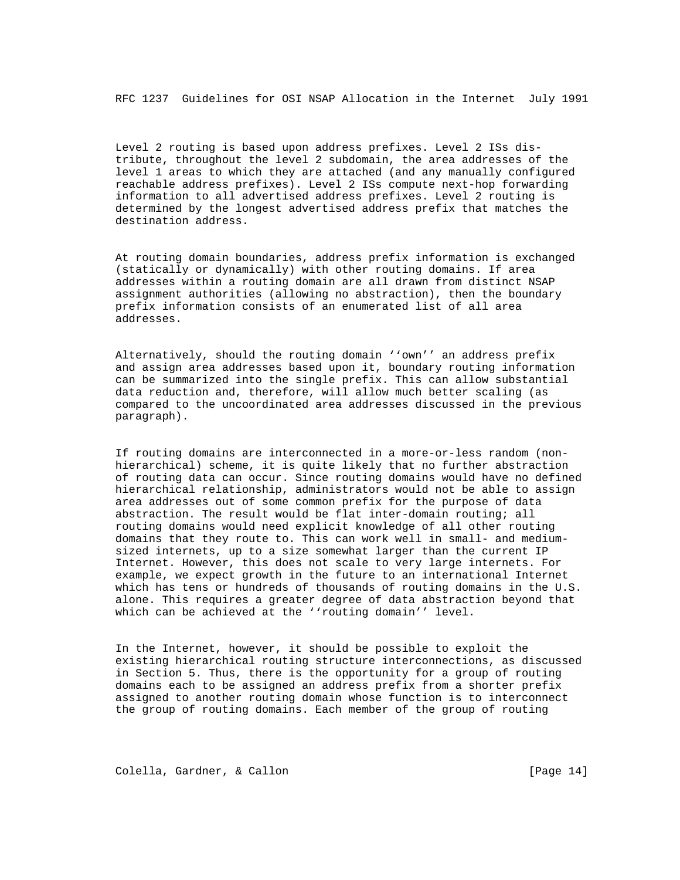Level 2 routing is based upon address prefixes. Level 2 ISs distribute, throughout the level 2 subdomain, the area addresses of the level 1 areas to which they are attached (and any manually configured reachable address prefixes). Level 2 ISs compute next-hop forwarding information to all advertised address prefixes. Level 2 routing is determined by the longest advertised address prefix that matches the destination address.

At routing domain boundaries, address prefix information is exchanged (statically or dynamically) with other routing domains. If area addresses within a routing domain are all drawn from distinct NSAP assignment authorities (allowing no abstraction), then the boundary prefix information consists of an enumerated list of all area addresses.

Alternatively, should the routing domain ''own'' an address prefix and assign area addresses based upon it, boundary routing information can be summarized into the single prefix. This can allow substantial data reduction and, therefore, will allow much better scaling (as compared to the uncoordinated area addresses discussed in the previous paragraph).

If routing domains are interconnected in a more-or-less random (non-hierarchical) scheme, it is quite likely that no further abstraction of routing data can occur. Since routing domains would have no defined hierarchical relationship, administrators would not be able to assign area addresses out of some common prefix for the purpose of data abstraction. The result would be flat inter-domain routing; all routing domains would need explicit knowledge of all other routing domains that they route to. This can work well in small- and medium-sized internets, up to a size somewhat larger than the current IP Internet. However, this does not scale to very large internets. For example, we expect growth in the future to an international Internet which has tens or hundreds of thousands of routing domains in the U.S. alone. This requires a greater degree of data abstraction beyond that which can be achieved at the ''routing domain'' level.

In the Internet, however, it should be possible to exploit the existing hierarchical routing structure interconnections, as discussed in Section 5. Thus, there is the opportunity for a group of routing domains each to be assigned an address prefix from a shorter prefix assigned to another routing domain whose function is to interconnect the group of routing domains. Each member of the group of routing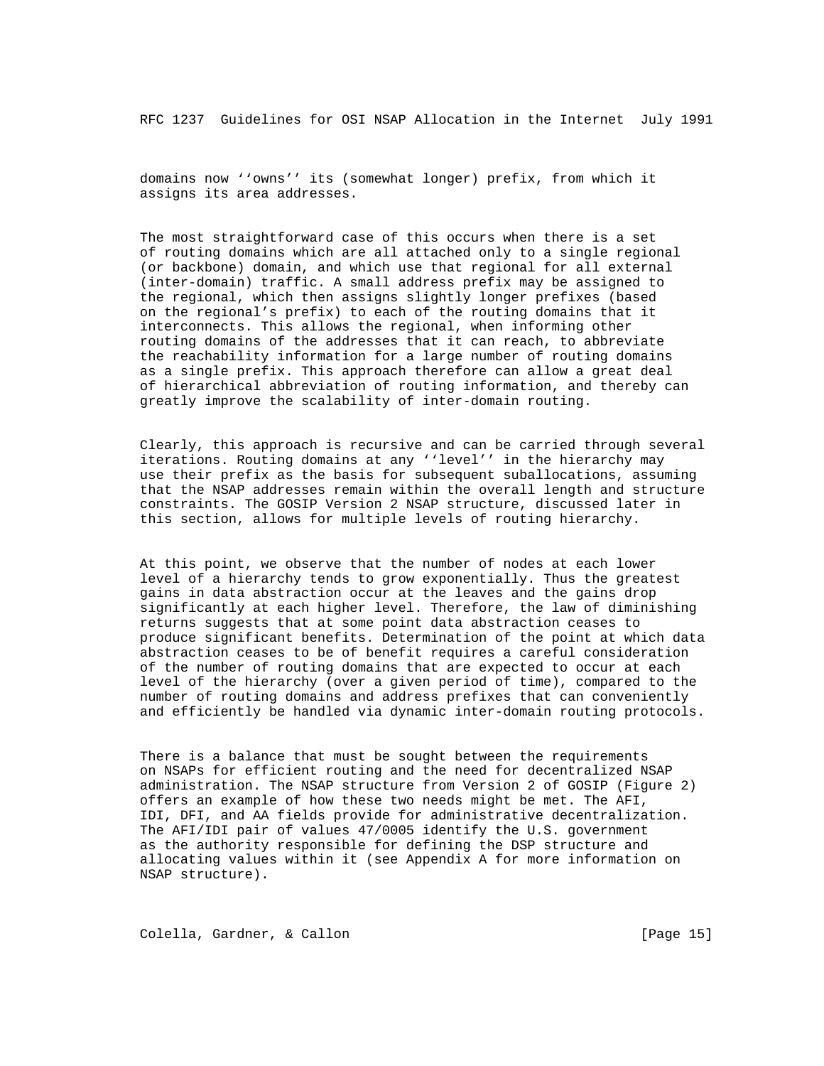domains now ''owns'' its (somewhat longer) prefix, from which it assigns its area addresses.

The most straightforward case of this occurs when there is a set of routing domains which are all attached only to a single regional (or backbone) domain, and which use that regional for all external (inter-domain) traffic. A small address prefix may be assigned to the regional, which then assigns slightly longer prefixes (based on the regional's prefix) to each of the routing domains that it interconnects. This allows the regional, when informing other routing domains of the addresses that it can reach, to abbreviate the reachability information for a large number of routing domains as a single prefix. This approach therefore can allow a great deal of hierarchical abbreviation of routing information, and thereby can greatly improve the scalability of inter-domain routing.

Clearly, this approach is recursive and can be carried through several iterations. Routing domains at any ''level'' in the hierarchy may use their prefix as the basis for subsequent suballocations, assuming that the NSAP addresses remain within the overall length and structure constraints. The GOSIP Version 2 NSAP structure, discussed later in this section, allows for multiple levels of routing hierarchy.

At this point, we observe that the number of nodes at each lower level of a hierarchy tends to grow exponentially. Thus the greatest gains in data abstraction occur at the leaves and the gains drop significantly at each higher level. Therefore, the law of diminishing returns suggests that at some point data abstraction ceases to produce significant benefits. Determination of the point at which data abstraction ceases to be of benefit requires a careful consideration of the number of routing domains that are expected to occur at each level of the hierarchy (over a given period of time), compared to the number of routing domains and address prefixes that can conveniently and efficiently be handled via dynamic inter-domain routing protocols.

There is a balance that must be sought between the requirements on NSAPs for efficient routing and the need for decentralized NSAP administration. The NSAP structure from Version 2 of GOSIP (Figure 2) offers an example of how these two needs might be met. The AFI, IDI, DFI, and AA fields provide for administrative decentralization. The AFI/IDI pair of values 47/0005 identify the U.S. government as the authority responsible for defining the DSP structure and allocating values within it (see Appendix A for more information on NSAP structure).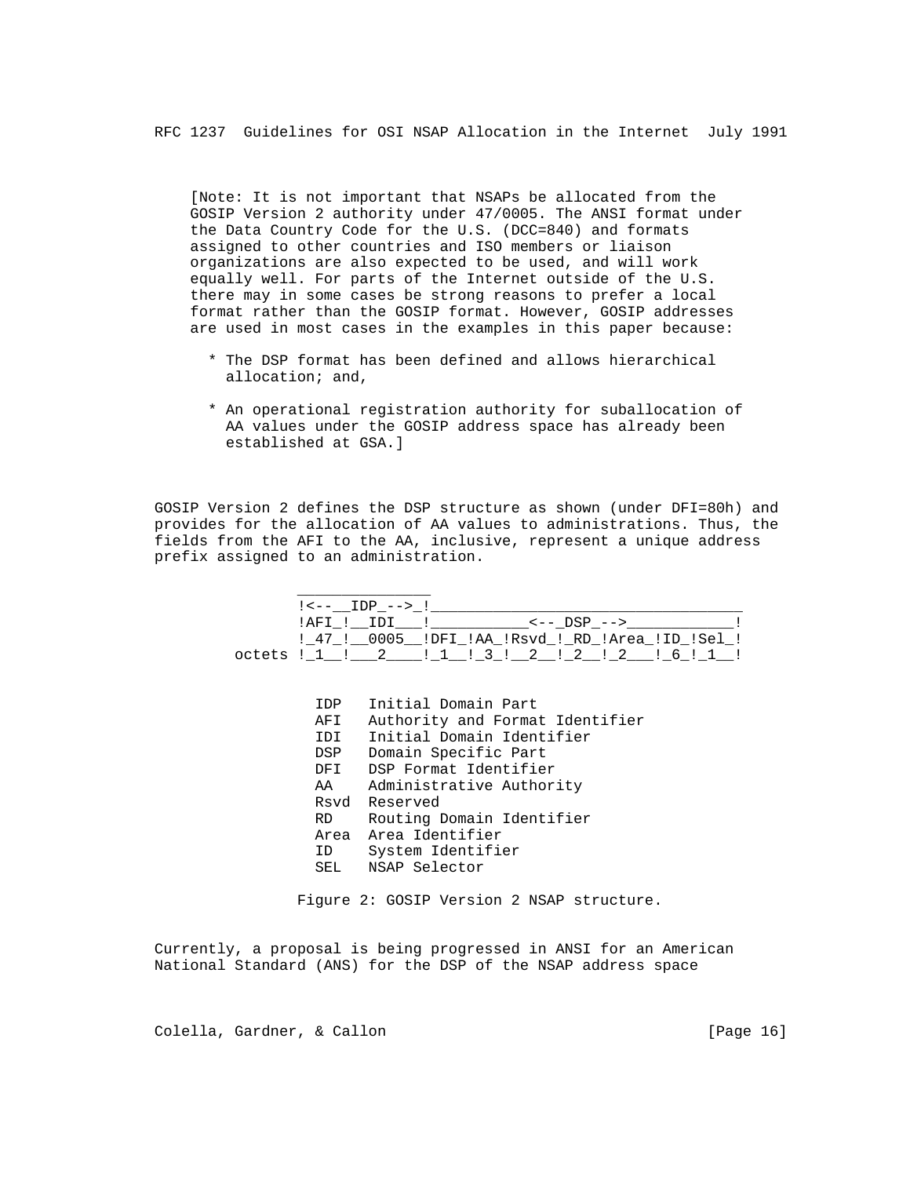[Note: It is not important that NSAPs be allocated from the GOSIP Version 2 authority under 47/0005. The ANSI format under the Data Country Code for the U.S. (DCC=840) and formats assigned to other countries and ISO members or liaison organizations are also expected to be used, and will work equally well. For parts of the Internet outside of the U.S. there may in some cases be strong reasons to prefer a local format rather than the GOSIP format. However, GOSIP addresses are used in most cases in the examples in this paper because:

* The DSP format has been defined and allows hierarchical allocation; and,

* An operational registration authority for suballocation of AA values under the GOSIP address space has already been established at GSA.]

GOSIP Version 2 defines the DSP structure as shown (under DFI=80h) and provides for the allocation of AA values to administrations. Thus, the fields from the AFI to the AA, inclusive, represent a unique address prefix assigned to an administration.

```
              _______________
             !<--__IDP_-->_!___________________________________
             !AFI_!__IDI___!___________<--_DSP_-->____________!
             !_47_!__0005__!DFI_!AA_!Rsvd_!_RD_!Area_!ID_!Sel_!
      octets !_1__!___2____!_1__!_3_!__2__!_2__!_2___!_6_!_1__!
```

```
               IDP   Initial Domain Part
               AFI   Authority and Format Identifier
               IDI   Initial Domain Identifier
               DSP   Domain Specific Part
               DFI   DSP Format Identifier
               AA    Administrative Authority
               Rsvd  Reserved
               RD    Routing Domain Identifier
               Area  Area Identifier
               ID    System Identifier
               SEL   NSAP Selector
```

Figure 2: GOSIP Version 2 NSAP structure.

Currently, a proposal is being progressed in ANSI for an American National Standard (ANS) for the DSP of the NSAP address space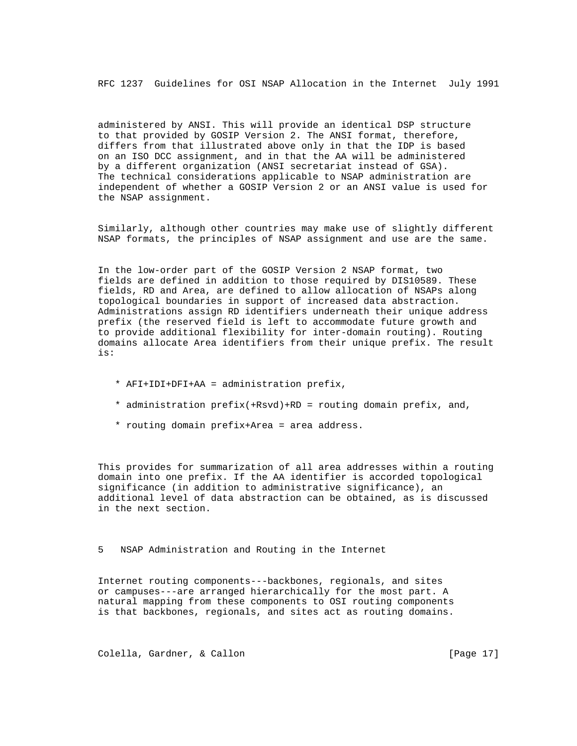administered by ANSI. This will provide an identical DSP structure to that provided by GOSIP Version 2. The ANSI format, therefore, differs from that illustrated above only in that the IDP is based on an ISO DCC assignment, and in that the AA will be administered by a different organization (ANSI secretariat instead of GSA). The technical considerations applicable to NSAP administration are independent of whether a GOSIP Version 2 or an ANSI value is used for the NSAP assignment.

Similarly, although other countries may make use of slightly different NSAP formats, the principles of NSAP assignment and use are the same.

In the low-order part of the GOSIP Version 2 NSAP format, two fields are defined in addition to those required by DIS10589. These fields, RD and Area, are defined to allow allocation of NSAPs along topological boundaries in support of increased data abstraction. Administrations assign RD identifiers underneath their unique address prefix (the reserved field is left to accommodate future growth and to provide additional flexibility for inter-domain routing). Routing domains allocate Area identifiers from their unique prefix. The result is:

* AFI+IDI+DFI+AA = administration prefix,
* administration prefix(+Rsvd)+RD = routing domain prefix, and,
* routing domain prefix+Area = area address.

This provides for summarization of all area addresses within a routing domain into one prefix. If the AA identifier is accorded topological significance (in addition to administrative significance), an additional level of data abstraction can be obtained, as is discussed in the next section.

## 5 NSAP Administration and Routing in the Internet

Internet routing components---backbones, regionals, and sites or campuses---are arranged hierarchically for the most part. A natural mapping from these components to OSI routing components is that backbones, regionals, and sites act as routing domains.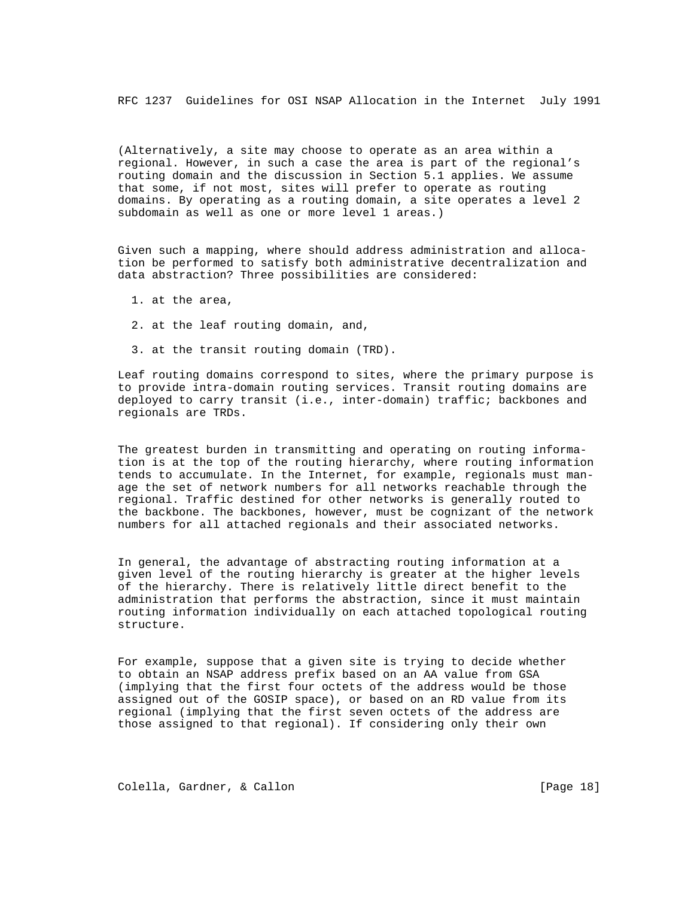(Alternatively, a site may choose to operate as an area within a regional. However, in such a case the area is part of the regional's routing domain and the discussion in Section 5.1 applies. We assume that some, if not most, sites will prefer to operate as routing domains. By operating as a routing domain, a site operates a level 2 subdomain as well as one or more level 1 areas.)

Given such a mapping, where should address administration and allocation be performed to satisfy both administrative decentralization and data abstraction? Three possibilities are considered:

1. at the area,
2. at the leaf routing domain, and,
3. at the transit routing domain (TRD).

Leaf routing domains correspond to sites, where the primary purpose is to provide intra-domain routing services. Transit routing domains are deployed to carry transit (i.e., inter-domain) traffic; backbones and regionals are TRDs.

The greatest burden in transmitting and operating on routing information is at the top of the routing hierarchy, where routing information tends to accumulate. In the Internet, for example, regionals must manage the set of network numbers for all networks reachable through the regional. Traffic destined for other networks is generally routed to the backbone. The backbones, however, must be cognizant of the network numbers for all attached regionals and their associated networks.

In general, the advantage of abstracting routing information at a given level of the routing hierarchy is greater at the higher levels of the hierarchy. There is relatively little direct benefit to the administration that performs the abstraction, since it must maintain routing information individually on each attached topological routing structure.

For example, suppose that a given site is trying to decide whether to obtain an NSAP address prefix based on an AA value from GSA (implying that the first four octets of the address would be those assigned out of the GOSIP space), or based on an RD value from its regional (implying that the first seven octets of the address are those assigned to that regional). If considering only their own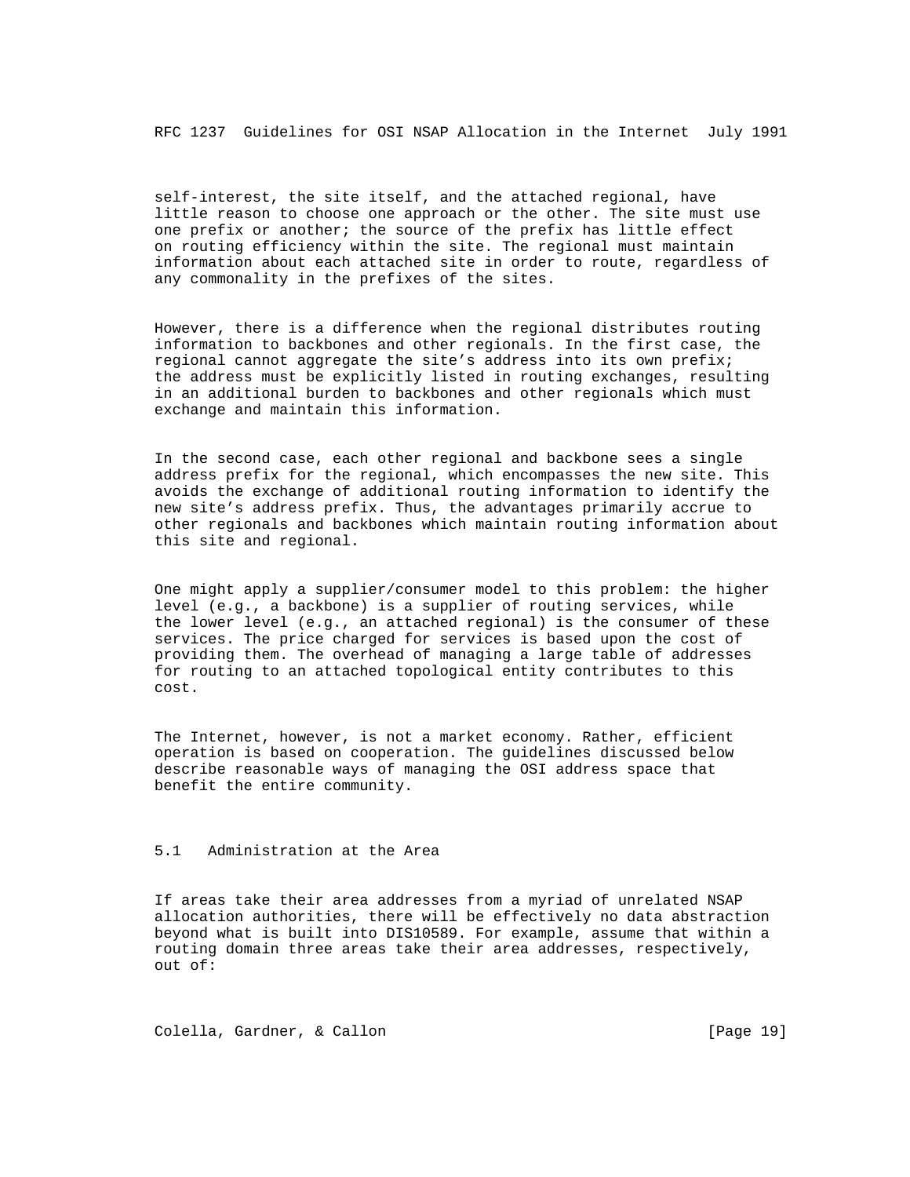self-interest, the site itself, and the attached regional, have little reason to choose one approach or the other. The site must use one prefix or another; the source of the prefix has little effect on routing efficiency within the site. The regional must maintain information about each attached site in order to route, regardless of any commonality in the prefixes of the sites.

However, there is a difference when the regional distributes routing information to backbones and other regionals. In the first case, the regional cannot aggregate the site's address into its own prefix; the address must be explicitly listed in routing exchanges, resulting in an additional burden to backbones and other regionals which must exchange and maintain this information.

In the second case, each other regional and backbone sees a single address prefix for the regional, which encompasses the new site. This avoids the exchange of additional routing information to identify the new site's address prefix. Thus, the advantages primarily accrue to other regionals and backbones which maintain routing information about this site and regional.

One might apply a supplier/consumer model to this problem: the higher level (e.g., a backbone) is a supplier of routing services, while the lower level (e.g., an attached regional) is the consumer of these services. The price charged for services is based upon the cost of providing them. The overhead of managing a large table of addresses for routing to an attached topological entity contributes to this cost.

The Internet, however, is not a market economy. Rather, efficient operation is based on cooperation. The guidelines discussed below describe reasonable ways of managing the OSI address space that benefit the entire community.

### 5.1 Administration at the Area

If areas take their area addresses from a myriad of unrelated NSAP allocation authorities, there will be effectively no data abstraction beyond what is built into DIS10589. For example, assume that within a routing domain three areas take their area addresses, respectively, out of: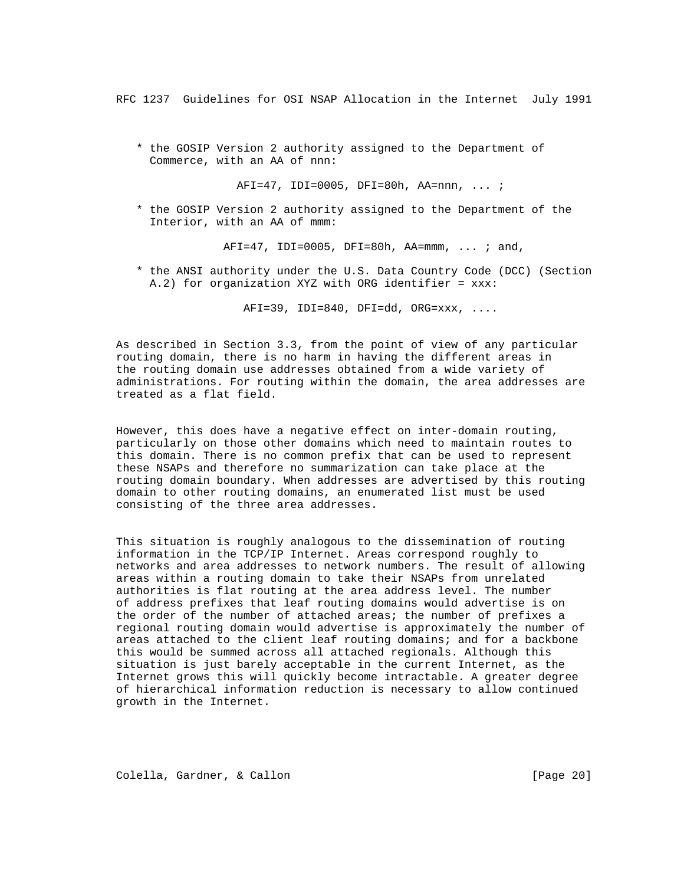* the GOSIP Version 2 authority assigned to the Department of Commerce, with an AA of nnn:

  AFI=47, IDI=0005, DFI=80h, AA=nnn, ... ;

* the GOSIP Version 2 authority assigned to the Department of the Interior, with an AA of mmm:

  AFI=47, IDI=0005, DFI=80h, AA=mmm, ... ; and,

* the ANSI authority under the U.S. Data Country Code (DCC) (Section A.2) for organization XYZ with ORG identifier = xxx:

  AFI=39, IDI=840, DFI=dd, ORG=xxx, ....

As described in Section 3.3, from the point of view of any particular routing domain, there is no harm in having the different areas in the routing domain use addresses obtained from a wide variety of administrations. For routing within the domain, the area addresses are treated as a flat field.

However, this does have a negative effect on inter-domain routing, particularly on those other domains which need to maintain routes to this domain. There is no common prefix that can be used to represent these NSAPs and therefore no summarization can take place at the routing domain boundary. When addresses are advertised by this routing domain to other routing domains, an enumerated list must be used consisting of the three area addresses.

This situation is roughly analogous to the dissemination of routing information in the TCP/IP Internet. Areas correspond roughly to networks and area addresses to network numbers. The result of allowing areas within a routing domain to take their NSAPs from unrelated authorities is flat routing at the area address level. The number of address prefixes that leaf routing domains would advertise is on the order of the number of attached areas; the number of prefixes a regional routing domain would advertise is approximately the number of areas attached to the client leaf routing domains; and for a backbone this would be summed across all attached regionals. Although this situation is just barely acceptable in the current Internet, as the Internet grows this will quickly become intractable. A greater degree of hierarchical information reduction is necessary to allow continued growth in the Internet.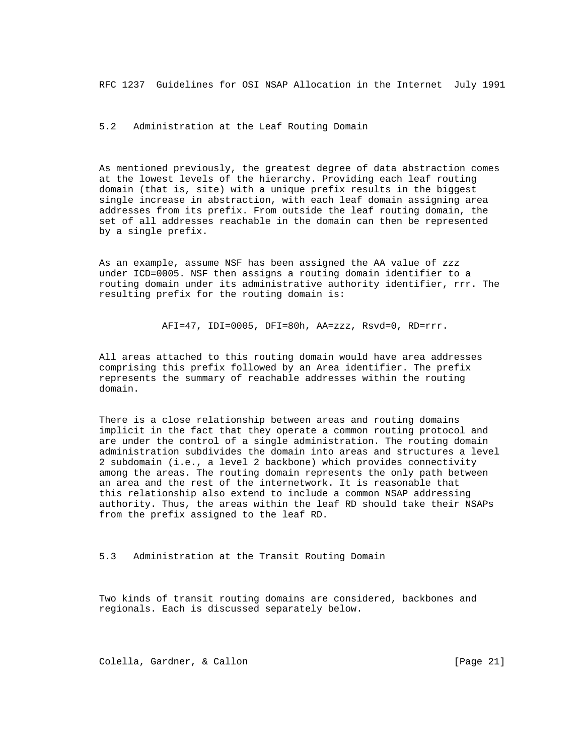### 5.2 Administration at the Leaf Routing Domain

As mentioned previously, the greatest degree of data abstraction comes at the lowest levels of the hierarchy. Providing each leaf routing domain (that is, site) with a unique prefix results in the biggest single increase in abstraction, with each leaf domain assigning area addresses from its prefix. From outside the leaf routing domain, the set of all addresses reachable in the domain can then be represented by a single prefix.

As an example, assume NSF has been assigned the AA value of zzz under ICD=0005. NSF then assigns a routing domain identifier to a routing domain under its administrative authority identifier, rrr. The resulting prefix for the routing domain is:

```
AFI=47, IDI=0005, DFI=80h, AA=zzz, Rsvd=0, RD=rrr.
```

All areas attached to this routing domain would have area addresses comprising this prefix followed by an Area identifier. The prefix represents the summary of reachable addresses within the routing domain.

There is a close relationship between areas and routing domains implicit in the fact that they operate a common routing protocol and are under the control of a single administration. The routing domain administration subdivides the domain into areas and structures a level 2 subdomain (i.e., a level 2 backbone) which provides connectivity among the areas. The routing domain represents the only path between an area and the rest of the internetwork. It is reasonable that this relationship also extend to include a common NSAP addressing authority. Thus, the areas within the leaf RD should take their NSAPs from the prefix assigned to the leaf RD.

### 5.3 Administration at the Transit Routing Domain

Two kinds of transit routing domains are considered, backbones and regionals. Each is discussed separately below.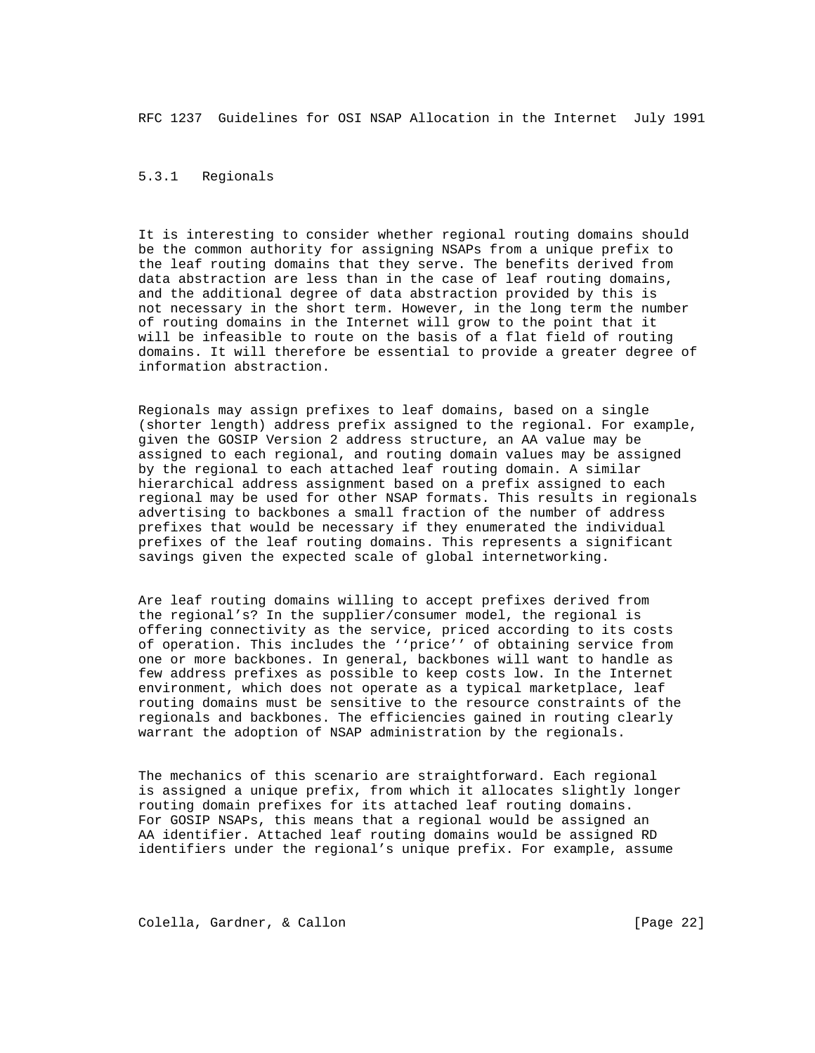### 5.3.1 Regionals

It is interesting to consider whether regional routing domains should be the common authority for assigning NSAPs from a unique prefix to the leaf routing domains that they serve. The benefits derived from data abstraction are less than in the case of leaf routing domains, and the additional degree of data abstraction provided by this is not necessary in the short term. However, in the long term the number of routing domains in the Internet will grow to the point that it will be infeasible to route on the basis of a flat field of routing domains. It will therefore be essential to provide a greater degree of information abstraction.

Regionals may assign prefixes to leaf domains, based on a single (shorter length) address prefix assigned to the regional. For example, given the GOSIP Version 2 address structure, an AA value may be assigned to each regional, and routing domain values may be assigned by the regional to each attached leaf routing domain. A similar hierarchical address assignment based on a prefix assigned to each regional may be used for other NSAP formats. This results in regionals advertising to backbones a small fraction of the number of address prefixes that would be necessary if they enumerated the individual prefixes of the leaf routing domains. This represents a significant savings given the expected scale of global internetworking.

Are leaf routing domains willing to accept prefixes derived from the regional's? In the supplier/consumer model, the regional is offering connectivity as the service, priced according to its costs of operation. This includes the ''price'' of obtaining service from one or more backbones. In general, backbones will want to handle as few address prefixes as possible to keep costs low. In the Internet environment, which does not operate as a typical marketplace, leaf routing domains must be sensitive to the resource constraints of the regionals and backbones. The efficiencies gained in routing clearly warrant the adoption of NSAP administration by the regionals.

The mechanics of this scenario are straightforward. Each regional is assigned a unique prefix, from which it allocates slightly longer routing domain prefixes for its attached leaf routing domains. For GOSIP NSAPs, this means that a regional would be assigned an AA identifier. Attached leaf routing domains would be assigned RD identifiers under the regional's unique prefix. For example, assume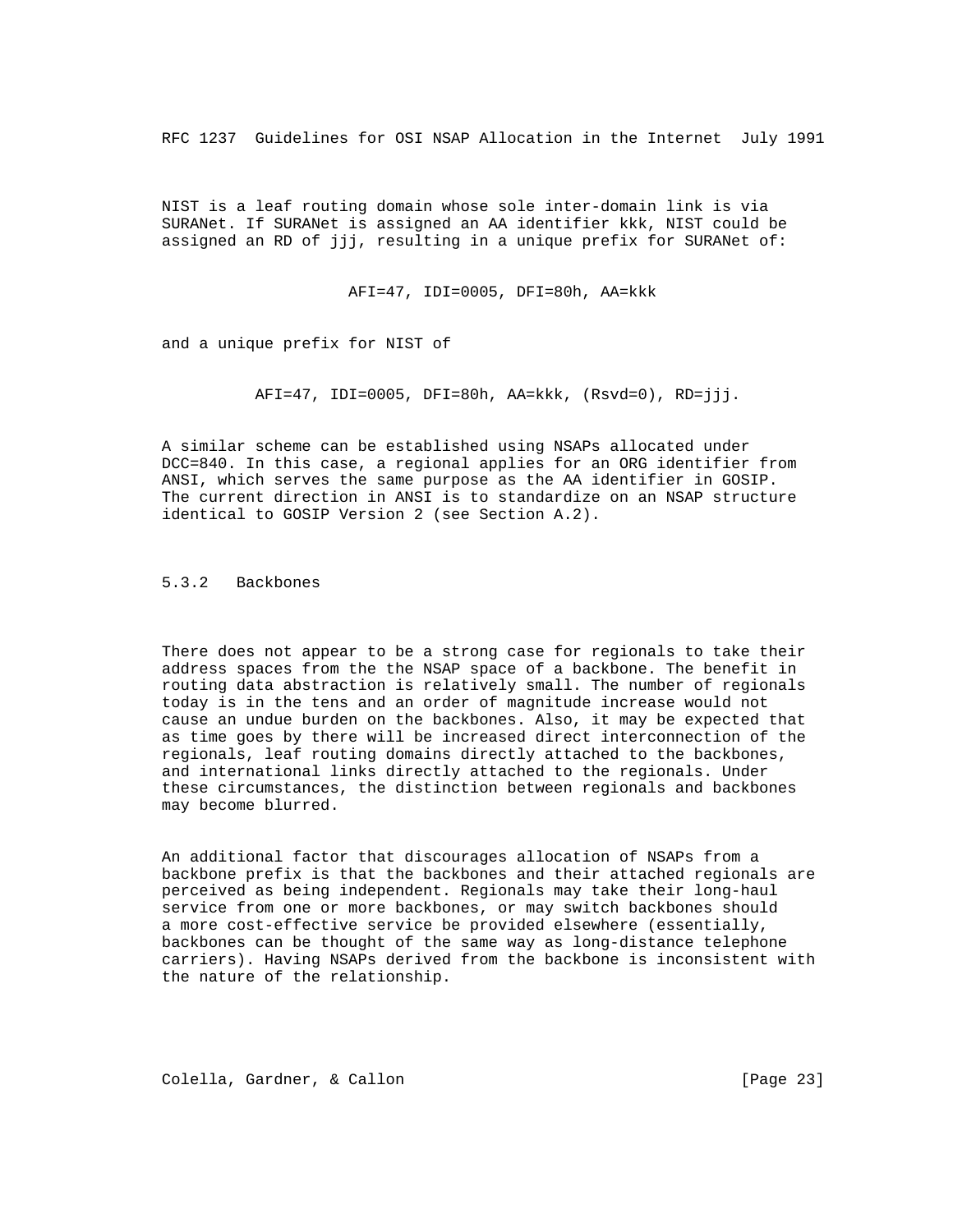NIST is a leaf routing domain whose sole inter-domain link is via SURANet. If SURANet is assigned an AA identifier kkk, NIST could be assigned an RD of jjj, resulting in a unique prefix for SURANet of:

```
AFI=47, IDI=0005, DFI=80h, AA=kkk
```

and a unique prefix for NIST of

```
AFI=47, IDI=0005, DFI=80h, AA=kkk, (Rsvd=0), RD=jjj.
```

A similar scheme can be established using NSAPs allocated under DCC=840. In this case, a regional applies for an ORG identifier from ANSI, which serves the same purpose as the AA identifier in GOSIP. The current direction in ANSI is to standardize on an NSAP structure identical to GOSIP Version 2 (see Section A.2).

### 5.3.2 Backbones

There does not appear to be a strong case for regionals to take their address spaces from the the NSAP space of a backbone. The benefit in routing data abstraction is relatively small. The number of regionals today is in the tens and an order of magnitude increase would not cause an undue burden on the backbones. Also, it may be expected that as time goes by there will be increased direct interconnection of the regionals, leaf routing domains directly attached to the backbones, and international links directly attached to the regionals. Under these circumstances, the distinction between regionals and backbones may become blurred.

An additional factor that discourages allocation of NSAPs from a backbone prefix is that the backbones and their attached regionals are perceived as being independent. Regionals may take their long-haul service from one or more backbones, or may switch backbones should a more cost-effective service be provided elsewhere (essentially, backbones can be thought of the same way as long-distance telephone carriers). Having NSAPs derived from the backbone is inconsistent with the nature of the relationship.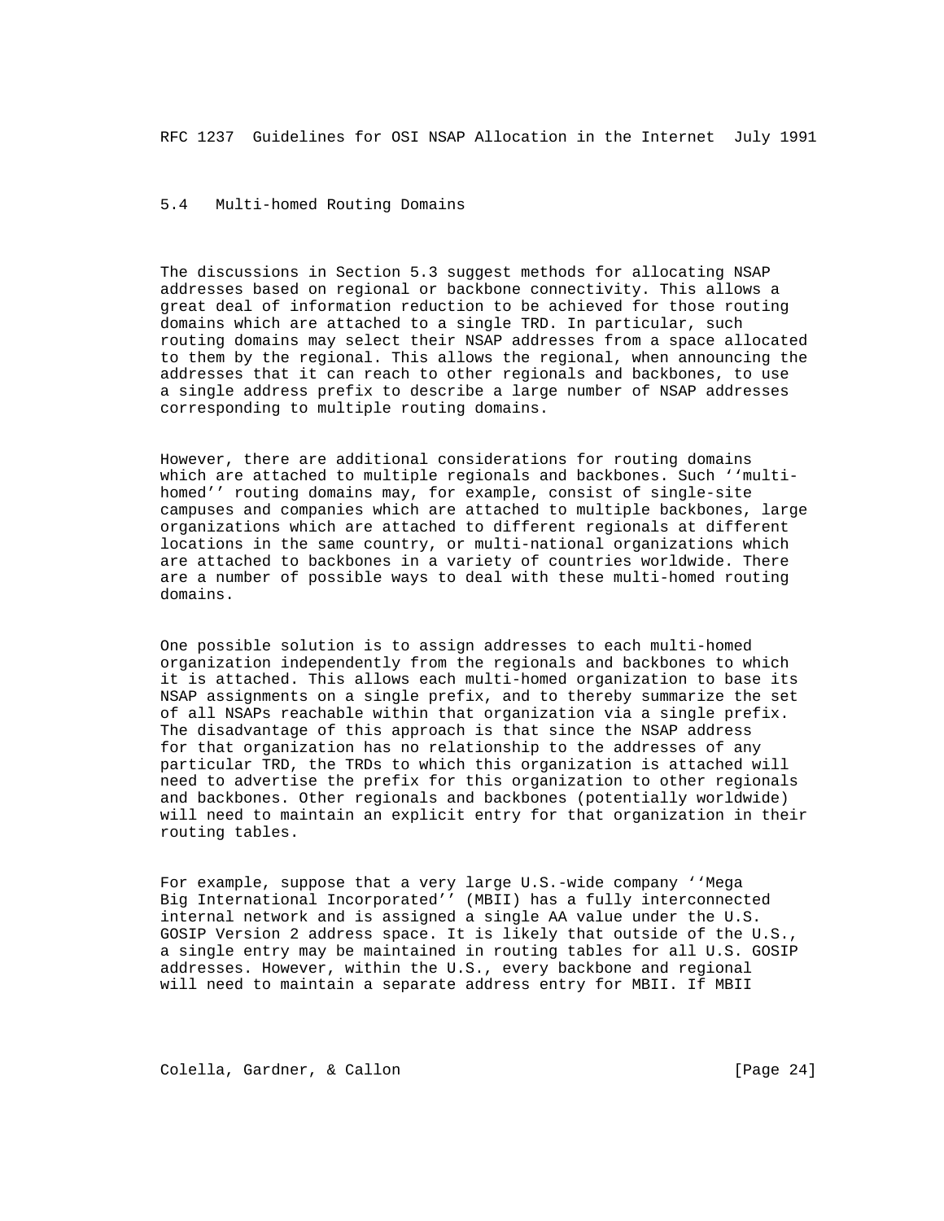## 5.4 Multi-homed Routing Domains

The discussions in Section 5.3 suggest methods for allocating NSAP addresses based on regional or backbone connectivity. This allows a great deal of information reduction to be achieved for those routing domains which are attached to a single TRD. In particular, such routing domains may select their NSAP addresses from a space allocated to them by the regional. This allows the regional, when announcing the addresses that it can reach to other regionals and backbones, to use a single address prefix to describe a large number of NSAP addresses corresponding to multiple routing domains.

However, there are additional considerations for routing domains which are attached to multiple regionals and backbones. Such ''multi-homed'' routing domains may, for example, consist of single-site campuses and companies which are attached to multiple backbones, large organizations which are attached to different regionals at different locations in the same country, or multi-national organizations which are attached to backbones in a variety of countries worldwide. There are a number of possible ways to deal with these multi-homed routing domains.

One possible solution is to assign addresses to each multi-homed organization independently from the regionals and backbones to which it is attached. This allows each multi-homed organization to base its NSAP assignments on a single prefix, and to thereby summarize the set of all NSAPs reachable within that organization via a single prefix. The disadvantage of this approach is that since the NSAP address for that organization has no relationship to the addresses of any particular TRD, the TRDs to which this organization is attached will need to advertise the prefix for this organization to other regionals and backbones. Other regionals and backbones (potentially worldwide) will need to maintain an explicit entry for that organization in their routing tables.

For example, suppose that a very large U.S.-wide company ''Mega Big International Incorporated'' (MBII) has a fully interconnected internal network and is assigned a single AA value under the U.S. GOSIP Version 2 address space. It is likely that outside of the U.S., a single entry may be maintained in routing tables for all U.S. GOSIP addresses. However, within the U.S., every backbone and regional will need to maintain a separate address entry for MBII. If MBII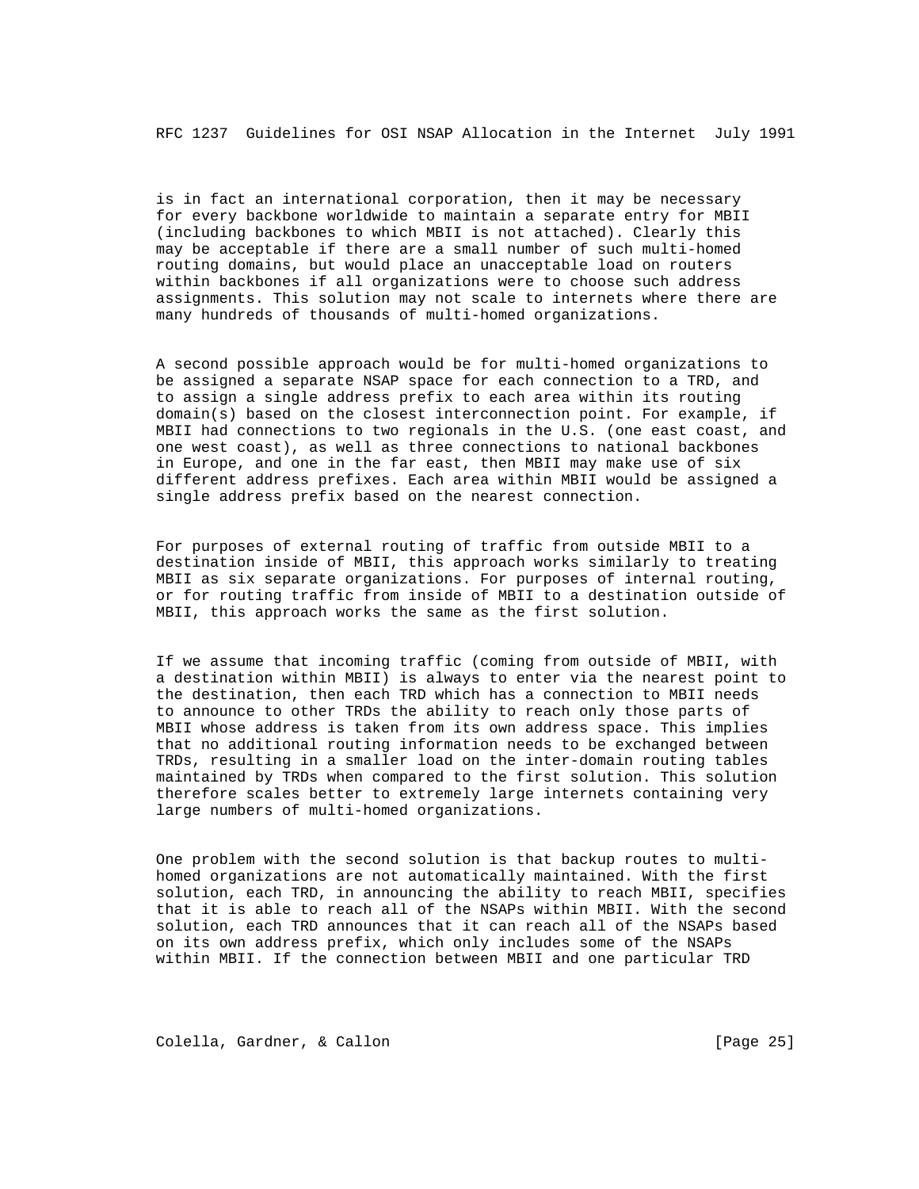is in fact an international corporation, then it may be necessary for every backbone worldwide to maintain a separate entry for MBII (including backbones to which MBII is not attached). Clearly this may be acceptable if there are a small number of such multi-homed routing domains, but would place an unacceptable load on routers within backbones if all organizations were to choose such address assignments. This solution may not scale to internets where there are many hundreds of thousands of multi-homed organizations.

A second possible approach would be for multi-homed organizations to be assigned a separate NSAP space for each connection to a TRD, and to assign a single address prefix to each area within its routing domain(s) based on the closest interconnection point. For example, if MBII had connections to two regionals in the U.S. (one east coast, and one west coast), as well as three connections to national backbones in Europe, and one in the far east, then MBII may make use of six different address prefixes. Each area within MBII would be assigned a single address prefix based on the nearest connection.

For purposes of external routing of traffic from outside MBII to a destination inside of MBII, this approach works similarly to treating MBII as six separate organizations. For purposes of internal routing, or for routing traffic from inside of MBII to a destination outside of MBII, this approach works the same as the first solution.

If we assume that incoming traffic (coming from outside of MBII, with a destination within MBII) is always to enter via the nearest point to the destination, then each TRD which has a connection to MBII needs to announce to other TRDs the ability to reach only those parts of MBII whose address is taken from its own address space. This implies that no additional routing information needs to be exchanged between TRDs, resulting in a smaller load on the inter-domain routing tables maintained by TRDs when compared to the first solution. This solution therefore scales better to extremely large internets containing very large numbers of multi-homed organizations.

One problem with the second solution is that backup routes to multi-homed organizations are not automatically maintained. With the first solution, each TRD, in announcing the ability to reach MBII, specifies that it is able to reach all of the NSAPs within MBII. With the second solution, each TRD announces that it can reach all of the NSAPs based on its own address prefix, which only includes some of the NSAPs within MBII. If the connection between MBII and one particular TRD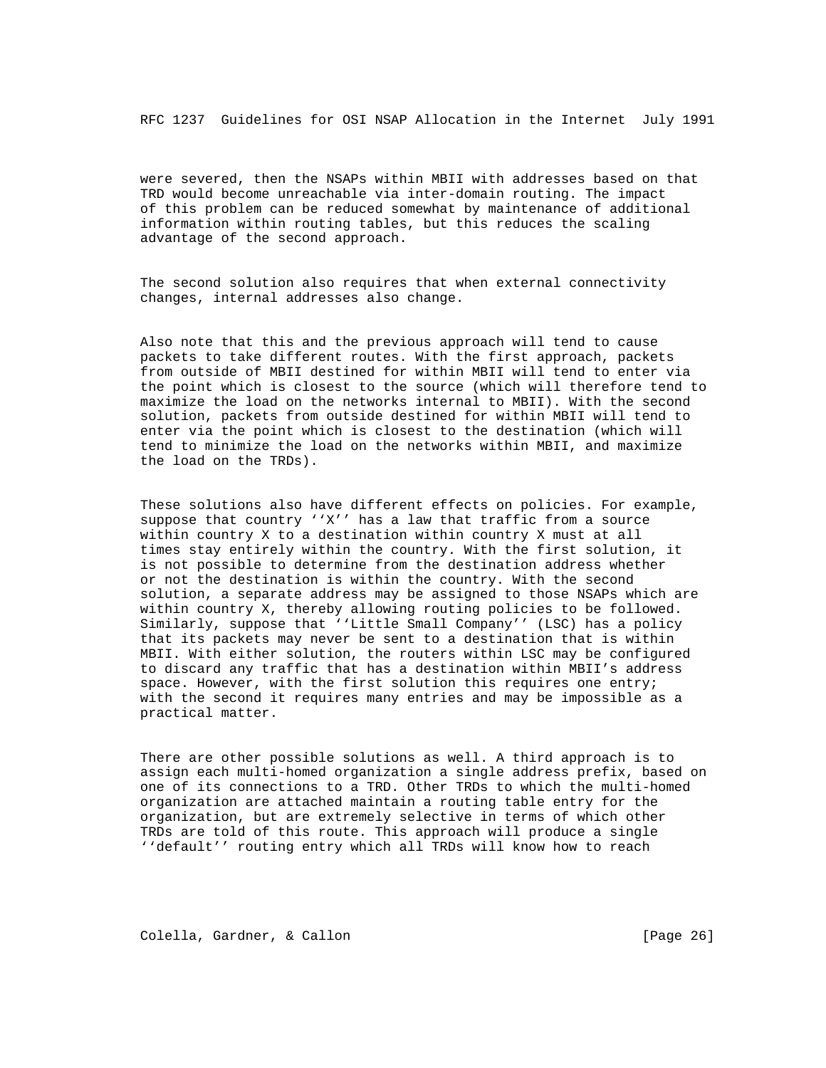were severed, then the NSAPs within MBII with addresses based on that TRD would become unreachable via inter-domain routing. The impact of this problem can be reduced somewhat by maintenance of additional information within routing tables, but this reduces the scaling advantage of the second approach.

The second solution also requires that when external connectivity changes, internal addresses also change.

Also note that this and the previous approach will tend to cause packets to take different routes. With the first approach, packets from outside of MBII destined for within MBII will tend to enter via the point which is closest to the source (which will therefore tend to maximize the load on the networks internal to MBII). With the second solution, packets from outside destined for within MBII will tend to enter via the point which is closest to the destination (which will tend to minimize the load on the networks within MBII, and maximize the load on the TRDs).

These solutions also have different effects on policies. For example, suppose that country ''X'' has a law that traffic from a source within country X to a destination within country X must at all times stay entirely within the country. With the first solution, it is not possible to determine from the destination address whether or not the destination is within the country. With the second solution, a separate address may be assigned to those NSAPs which are within country X, thereby allowing routing policies to be followed. Similarly, suppose that ''Little Small Company'' (LSC) has a policy that its packets may never be sent to a destination that is within MBII. With either solution, the routers within LSC may be configured to discard any traffic that has a destination within MBII's address space. However, with the first solution this requires one entry; with the second it requires many entries and may be impossible as a practical matter.

There are other possible solutions as well. A third approach is to assign each multi-homed organization a single address prefix, based on one of its connections to a TRD. Other TRDs to which the multi-homed organization are attached maintain a routing table entry for the organization, but are extremely selective in terms of which other TRDs are told of this route. This approach will produce a single ''default'' routing entry which all TRDs will know how to reach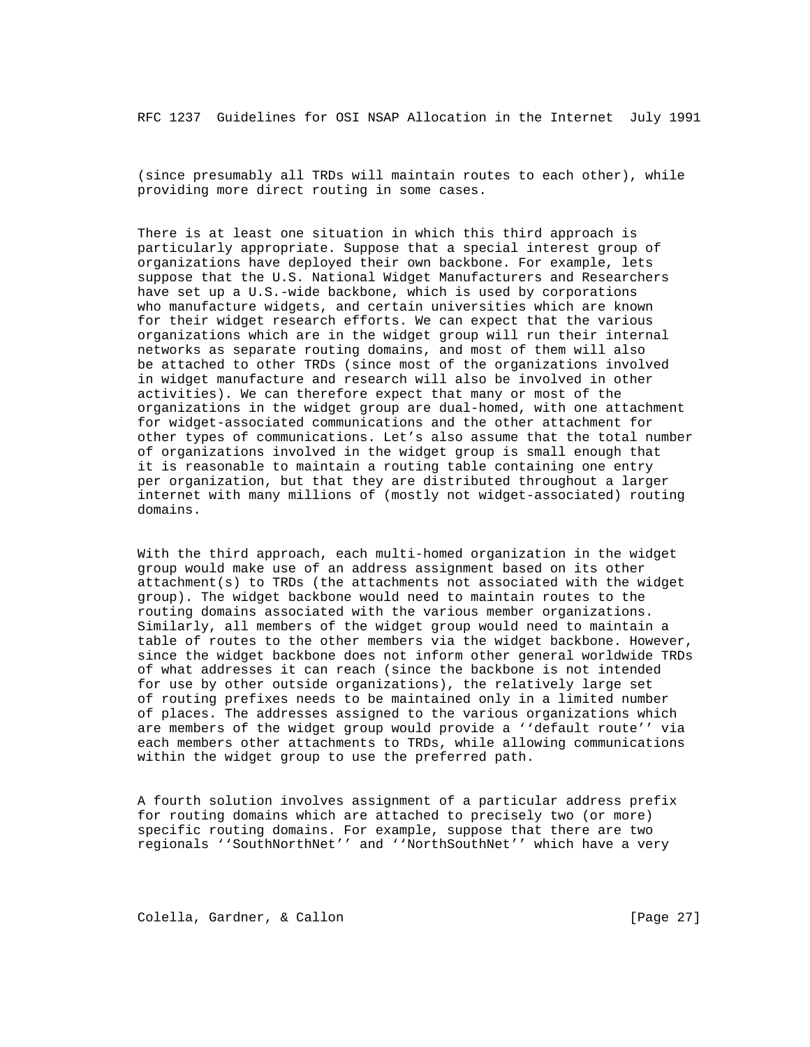(since presumably all TRDs will maintain routes to each other), while providing more direct routing in some cases.

There is at least one situation in which this third approach is particularly appropriate. Suppose that a special interest group of organizations have deployed their own backbone. For example, lets suppose that the U.S. National Widget Manufacturers and Researchers have set up a U.S.-wide backbone, which is used by corporations who manufacture widgets, and certain universities which are known for their widget research efforts. We can expect that the various organizations which are in the widget group will run their internal networks as separate routing domains, and most of them will also be attached to other TRDs (since most of the organizations involved in widget manufacture and research will also be involved in other activities). We can therefore expect that many or most of the organizations in the widget group are dual-homed, with one attachment for widget-associated communications and the other attachment for other types of communications. Let's also assume that the total number of organizations involved in the widget group is small enough that it is reasonable to maintain a routing table containing one entry per organization, but that they are distributed throughout a larger internet with many millions of (mostly not widget-associated) routing domains.

With the third approach, each multi-homed organization in the widget group would make use of an address assignment based on its other attachment(s) to TRDs (the attachments not associated with the widget group). The widget backbone would need to maintain routes to the routing domains associated with the various member organizations. Similarly, all members of the widget group would need to maintain a table of routes to the other members via the widget backbone. However, since the widget backbone does not inform other general worldwide TRDs of what addresses it can reach (since the backbone is not intended for use by other outside organizations), the relatively large set of routing prefixes needs to be maintained only in a limited number of places. The addresses assigned to the various organizations which are members of the widget group would provide a ''default route'' via each members other attachments to TRDs, while allowing communications within the widget group to use the preferred path.

A fourth solution involves assignment of a particular address prefix for routing domains which are attached to precisely two (or more) specific routing domains. For example, suppose that there are two regionals ''SouthNorthNet'' and ''NorthSouthNet'' which have a very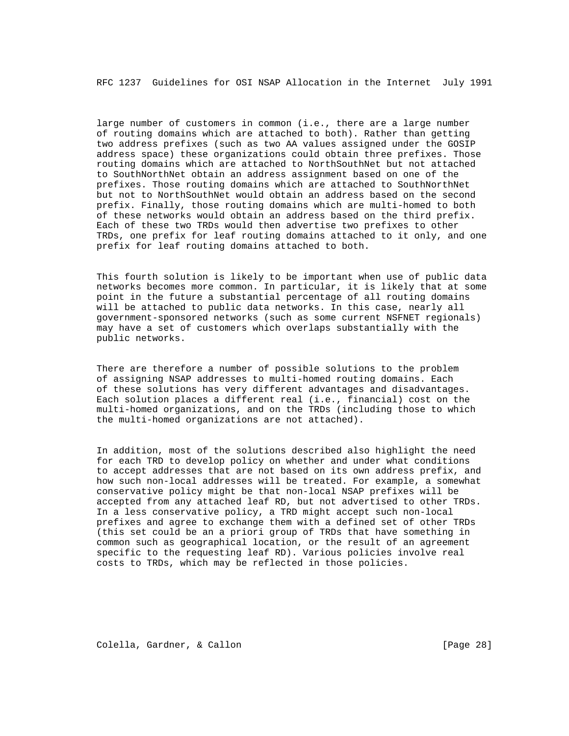large number of customers in common (i.e., there are a large number of routing domains which are attached to both). Rather than getting two address prefixes (such as two AA values assigned under the GOSIP address space) these organizations could obtain three prefixes. Those routing domains which are attached to NorthSouthNet but not attached to SouthNorthNet obtain an address assignment based on one of the prefixes. Those routing domains which are attached to SouthNorthNet but not to NorthSouthNet would obtain an address based on the second prefix. Finally, those routing domains which are multi-homed to both of these networks would obtain an address based on the third prefix. Each of these two TRDs would then advertise two prefixes to other TRDs, one prefix for leaf routing domains attached to it only, and one prefix for leaf routing domains attached to both.

This fourth solution is likely to be important when use of public data networks becomes more common. In particular, it is likely that at some point in the future a substantial percentage of all routing domains will be attached to public data networks. In this case, nearly all government-sponsored networks (such as some current NSFNET regionals) may have a set of customers which overlaps substantially with the public networks.

There are therefore a number of possible solutions to the problem of assigning NSAP addresses to multi-homed routing domains. Each of these solutions has very different advantages and disadvantages. Each solution places a different real (i.e., financial) cost on the multi-homed organizations, and on the TRDs (including those to which the multi-homed organizations are not attached).

In addition, most of the solutions described also highlight the need for each TRD to develop policy on whether and under what conditions to accept addresses that are not based on its own address prefix, and how such non-local addresses will be treated. For example, a somewhat conservative policy might be that non-local NSAP prefixes will be accepted from any attached leaf RD, but not advertised to other TRDs. In a less conservative policy, a TRD might accept such non-local prefixes and agree to exchange them with a defined set of other TRDs (this set could be an a priori group of TRDs that have something in common such as geographical location, or the result of an agreement specific to the requesting leaf RD). Various policies involve real costs to TRDs, which may be reflected in those policies.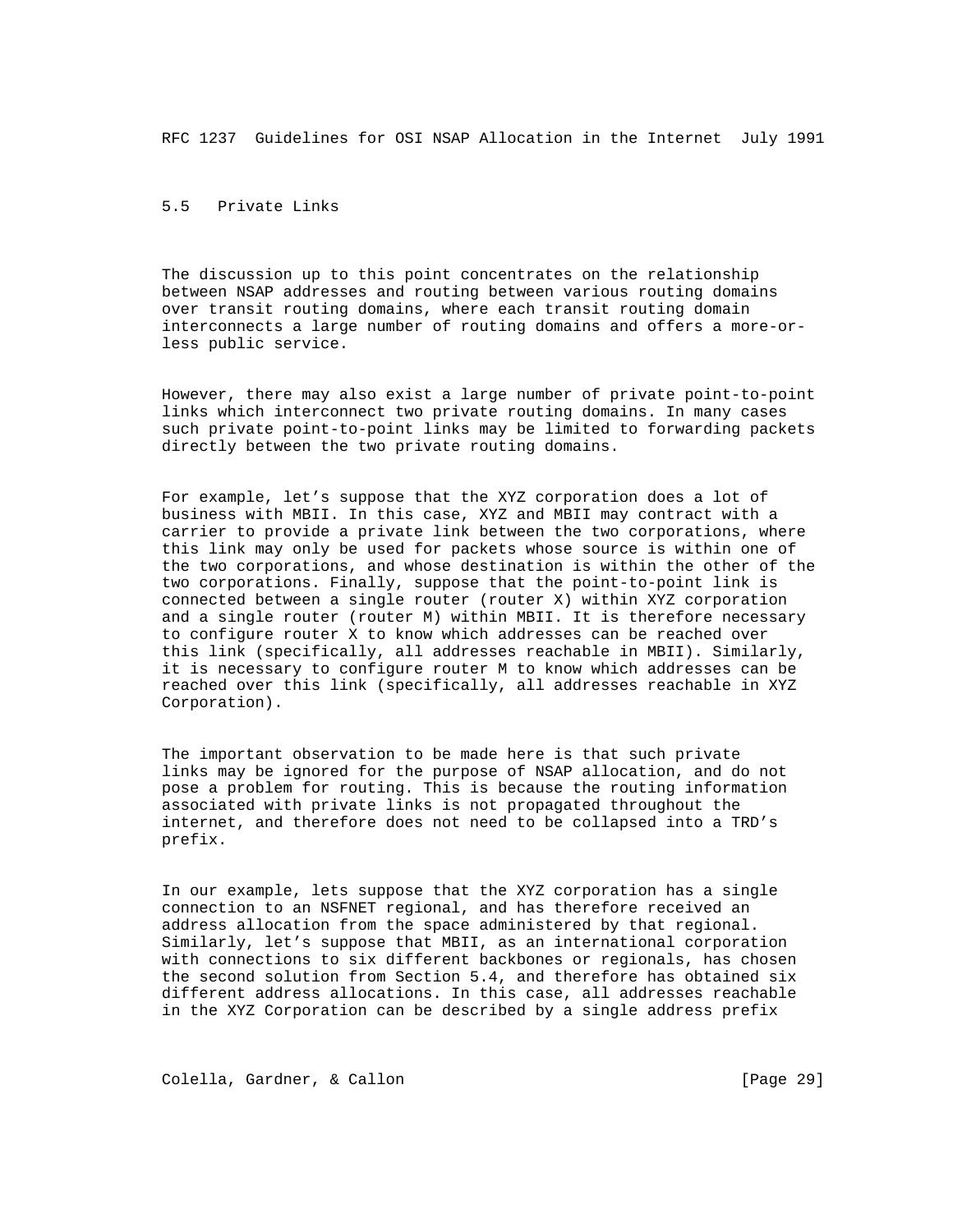## 5.5 Private Links

The discussion up to this point concentrates on the relationship between NSAP addresses and routing between various routing domains over transit routing domains, where each transit routing domain interconnects a large number of routing domains and offers a more-or-less public service.

However, there may also exist a large number of private point-to-point links which interconnect two private routing domains. In many cases such private point-to-point links may be limited to forwarding packets directly between the two private routing domains.

For example, let's suppose that the XYZ corporation does a lot of business with MBII. In this case, XYZ and MBII may contract with a carrier to provide a private link between the two corporations, where this link may only be used for packets whose source is within one of the two corporations, and whose destination is within the other of the two corporations. Finally, suppose that the point-to-point link is connected between a single router (router X) within XYZ corporation and a single router (router M) within MBII. It is therefore necessary to configure router X to know which addresses can be reached over this link (specifically, all addresses reachable in MBII). Similarly, it is necessary to configure router M to know which addresses can be reached over this link (specifically, all addresses reachable in XYZ Corporation).

The important observation to be made here is that such private links may be ignored for the purpose of NSAP allocation, and do not pose a problem for routing. This is because the routing information associated with private links is not propagated throughout the internet, and therefore does not need to be collapsed into a TRD's prefix.

In our example, lets suppose that the XYZ corporation has a single connection to an NSFNET regional, and has therefore received an address allocation from the space administered by that regional. Similarly, let's suppose that MBII, as an international corporation with connections to six different backbones or regionals, has chosen the second solution from Section 5.4, and therefore has obtained six different address allocations. In this case, all addresses reachable in the XYZ Corporation can be described by a single address prefix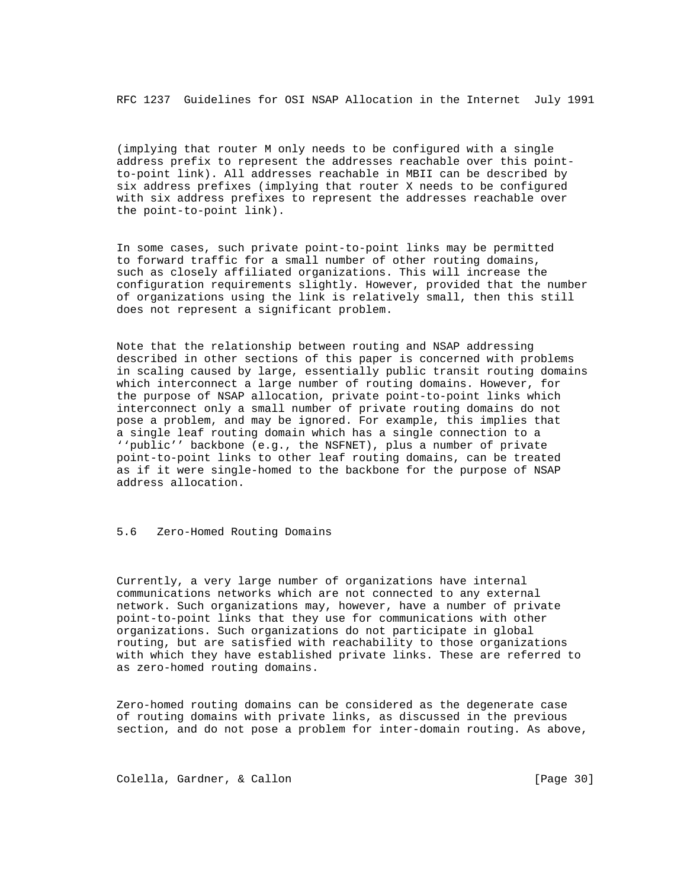(implying that router M only needs to be configured with a single address prefix to represent the addresses reachable over this point-to-point link). All addresses reachable in MBII can be described by six address prefixes (implying that router X needs to be configured with six address prefixes to represent the addresses reachable over the point-to-point link).

In some cases, such private point-to-point links may be permitted to forward traffic for a small number of other routing domains, such as closely affiliated organizations. This will increase the configuration requirements slightly. However, provided that the number of organizations using the link is relatively small, then this still does not represent a significant problem.

Note that the relationship between routing and NSAP addressing described in other sections of this paper is concerned with problems in scaling caused by large, essentially public transit routing domains which interconnect a large number of routing domains. However, for the purpose of NSAP allocation, private point-to-point links which interconnect only a small number of private routing domains do not pose a problem, and may be ignored. For example, this implies that a single leaf routing domain which has a single connection to a ''public'' backbone (e.g., the NSFNET), plus a number of private point-to-point links to other leaf routing domains, can be treated as if it were single-homed to the backbone for the purpose of NSAP address allocation.

## 5.6 Zero-Homed Routing Domains

Currently, a very large number of organizations have internal communications networks which are not connected to any external network. Such organizations may, however, have a number of private point-to-point links that they use for communications with other organizations. Such organizations do not participate in global routing, but are satisfied with reachability to those organizations with which they have established private links. These are referred to as zero-homed routing domains.

Zero-homed routing domains can be considered as the degenerate case of routing domains with private links, as discussed in the previous section, and do not pose a problem for inter-domain routing. As above,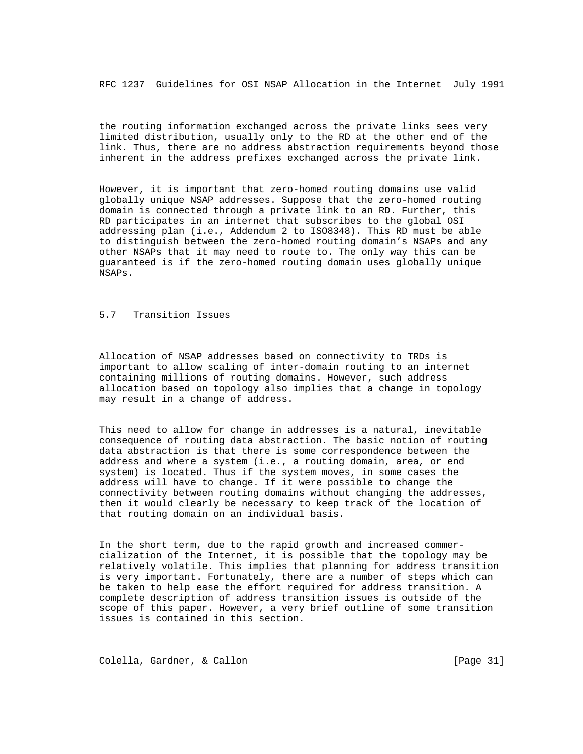the routing information exchanged across the private links sees very limited distribution, usually only to the RD at the other end of the link. Thus, there are no address abstraction requirements beyond those inherent in the address prefixes exchanged across the private link.

However, it is important that zero-homed routing domains use valid globally unique NSAP addresses. Suppose that the zero-homed routing domain is connected through a private link to an RD. Further, this RD participates in an internet that subscribes to the global OSI addressing plan (i.e., Addendum 2 to ISO8348). This RD must be able to distinguish between the zero-homed routing domain's NSAPs and any other NSAPs that it may need to route to. The only way this can be guaranteed is if the zero-homed routing domain uses globally unique NSAPs.

## 5.7 Transition Issues

Allocation of NSAP addresses based on connectivity to TRDs is important to allow scaling of inter-domain routing to an internet containing millions of routing domains. However, such address allocation based on topology also implies that a change in topology may result in a change of address.

This need to allow for change in addresses is a natural, inevitable consequence of routing data abstraction. The basic notion of routing data abstraction is that there is some correspondence between the address and where a system (i.e., a routing domain, area, or end system) is located. Thus if the system moves, in some cases the address will have to change. If it were possible to change the connectivity between routing domains without changing the addresses, then it would clearly be necessary to keep track of the location of that routing domain on an individual basis.

In the short term, due to the rapid growth and increased commercialization of the Internet, it is possible that the topology may be relatively volatile. This implies that planning for address transition is very important. Fortunately, there are a number of steps which can be taken to help ease the effort required for address transition. A complete description of address transition issues is outside of the scope of this paper. However, a very brief outline of some transition issues is contained in this section.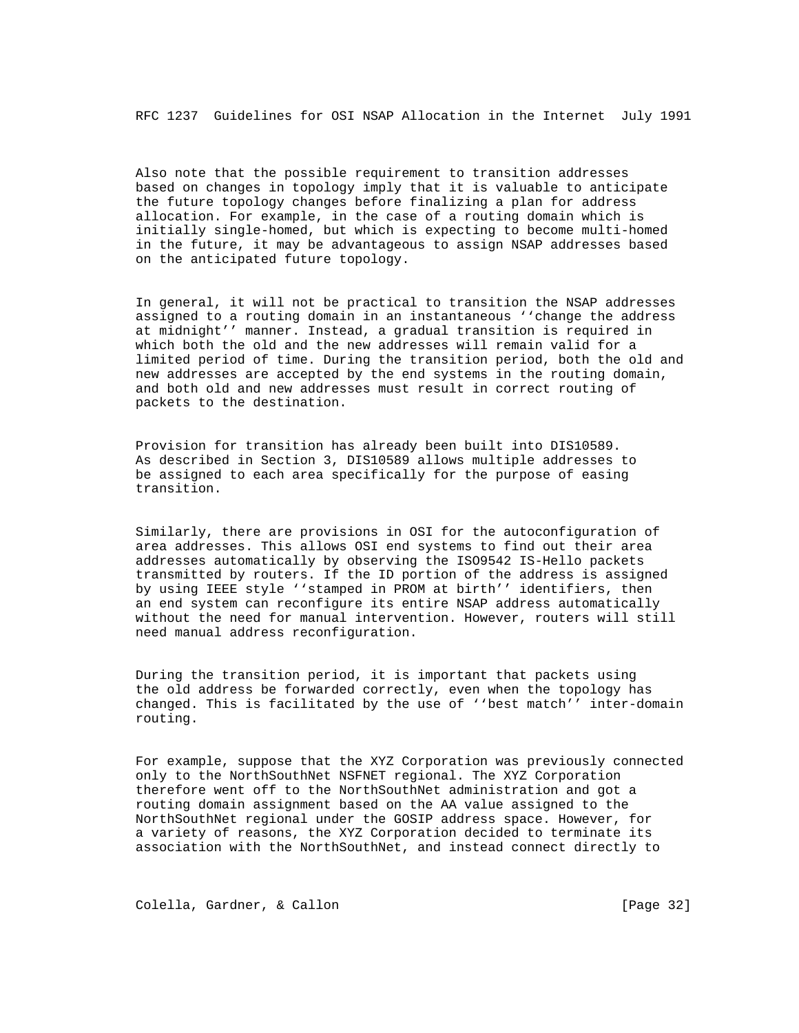Also note that the possible requirement to transition addresses based on changes in topology imply that it is valuable to anticipate the future topology changes before finalizing a plan for address allocation. For example, in the case of a routing domain which is initially single-homed, but which is expecting to become multi-homed in the future, it may be advantageous to assign NSAP addresses based on the anticipated future topology.

In general, it will not be practical to transition the NSAP addresses assigned to a routing domain in an instantaneous ‘‘change the address at midnight’’ manner. Instead, a gradual transition is required in which both the old and the new addresses will remain valid for a limited period of time. During the transition period, both the old and new addresses are accepted by the end systems in the routing domain, and both old and new addresses must result in correct routing of packets to the destination.

Provision for transition has already been built into DIS10589. As described in Section 3, DIS10589 allows multiple addresses to be assigned to each area specifically for the purpose of easing transition.

Similarly, there are provisions in OSI for the autoconfiguration of area addresses. This allows OSI end systems to find out their area addresses automatically by observing the ISO9542 IS-Hello packets transmitted by routers. If the ID portion of the address is assigned by using IEEE style ‘‘stamped in PROM at birth’’ identifiers, then an end system can reconfigure its entire NSAP address automatically without the need for manual intervention. However, routers will still need manual address reconfiguration.

During the transition period, it is important that packets using the old address be forwarded correctly, even when the topology has changed. This is facilitated by the use of ‘‘best match’’ inter-domain routing.

For example, suppose that the XYZ Corporation was previously connected only to the NorthSouthNet NSFNET regional. The XYZ Corporation therefore went off to the NorthSouthNet administration and got a routing domain assignment based on the AA value assigned to the NorthSouthNet regional under the GOSIP address space. However, for a variety of reasons, the XYZ Corporation decided to terminate its association with the NorthSouthNet, and instead connect directly to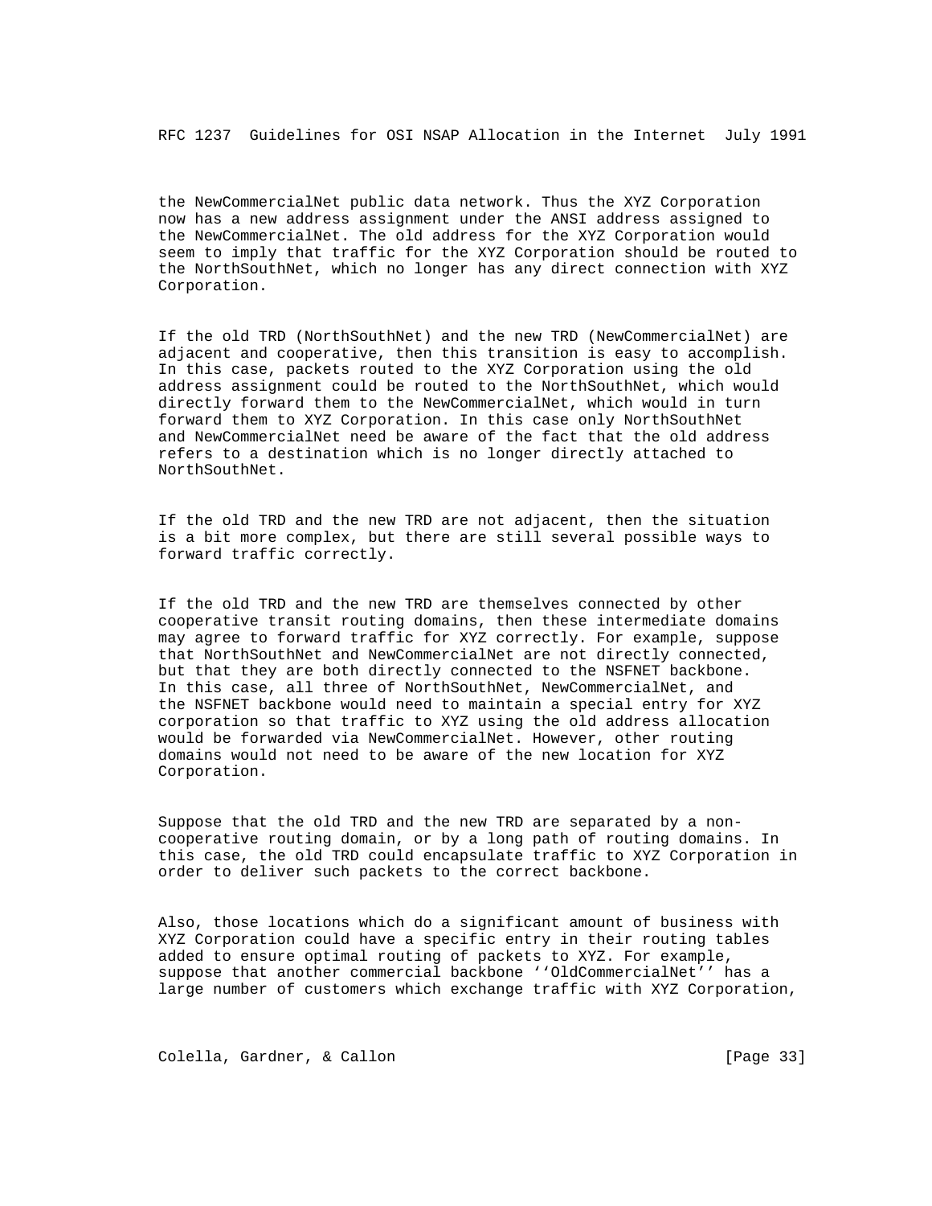the NewCommercialNet public data network. Thus the XYZ Corporation now has a new address assignment under the ANSI address assigned to the NewCommercialNet. The old address for the XYZ Corporation would seem to imply that traffic for the XYZ Corporation should be routed to the NorthSouthNet, which no longer has any direct connection with XYZ Corporation.

If the old TRD (NorthSouthNet) and the new TRD (NewCommercialNet) are adjacent and cooperative, then this transition is easy to accomplish. In this case, packets routed to the XYZ Corporation using the old address assignment could be routed to the NorthSouthNet, which would directly forward them to the NewCommercialNet, which would in turn forward them to XYZ Corporation. In this case only NorthSouthNet and NewCommercialNet need be aware of the fact that the old address refers to a destination which is no longer directly attached to NorthSouthNet.

If the old TRD and the new TRD are not adjacent, then the situation is a bit more complex, but there are still several possible ways to forward traffic correctly.

If the old TRD and the new TRD are themselves connected by other cooperative transit routing domains, then these intermediate domains may agree to forward traffic for XYZ correctly. For example, suppose that NorthSouthNet and NewCommercialNet are not directly connected, but that they are both directly connected to the NSFNET backbone. In this case, all three of NorthSouthNet, NewCommercialNet, and the NSFNET backbone would need to maintain a special entry for XYZ corporation so that traffic to XYZ using the old address allocation would be forwarded via NewCommercialNet. However, other routing domains would not need to be aware of the new location for XYZ Corporation.

Suppose that the old TRD and the new TRD are separated by a non-cooperative routing domain, or by a long path of routing domains. In this case, the old TRD could encapsulate traffic to XYZ Corporation in order to deliver such packets to the correct backbone.

Also, those locations which do a significant amount of business with XYZ Corporation could have a specific entry in their routing tables added to ensure optimal routing of packets to XYZ. For example, suppose that another commercial backbone ''OldCommercialNet'' has a large number of customers which exchange traffic with XYZ Corporation,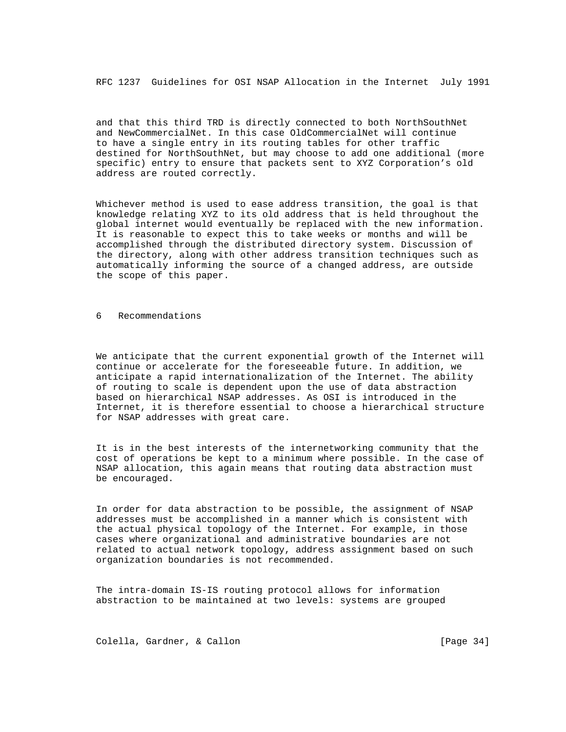and that this third TRD is directly connected to both NorthSouthNet and NewCommercialNet. In this case OldCommercialNet will continue to have a single entry in its routing tables for other traffic destined for NorthSouthNet, but may choose to add one additional (more specific) entry to ensure that packets sent to XYZ Corporation's old address are routed correctly.

Whichever method is used to ease address transition, the goal is that knowledge relating XYZ to its old address that is held throughout the global internet would eventually be replaced with the new information. It is reasonable to expect this to take weeks or months and will be accomplished through the distributed directory system. Discussion of the directory, along with other address transition techniques such as automatically informing the source of a changed address, are outside the scope of this paper.

## 6 Recommendations

We anticipate that the current exponential growth of the Internet will continue or accelerate for the foreseeable future. In addition, we anticipate a rapid internationalization of the Internet. The ability of routing to scale is dependent upon the use of data abstraction based on hierarchical NSAP addresses. As OSI is introduced in the Internet, it is therefore essential to choose a hierarchical structure for NSAP addresses with great care.

It is in the best interests of the internetworking community that the cost of operations be kept to a minimum where possible. In the case of NSAP allocation, this again means that routing data abstraction must be encouraged.

In order for data abstraction to be possible, the assignment of NSAP addresses must be accomplished in a manner which is consistent with the actual physical topology of the Internet. For example, in those cases where organizational and administrative boundaries are not related to actual network topology, address assignment based on such organization boundaries is not recommended.

The intra-domain IS-IS routing protocol allows for information abstraction to be maintained at two levels: systems are grouped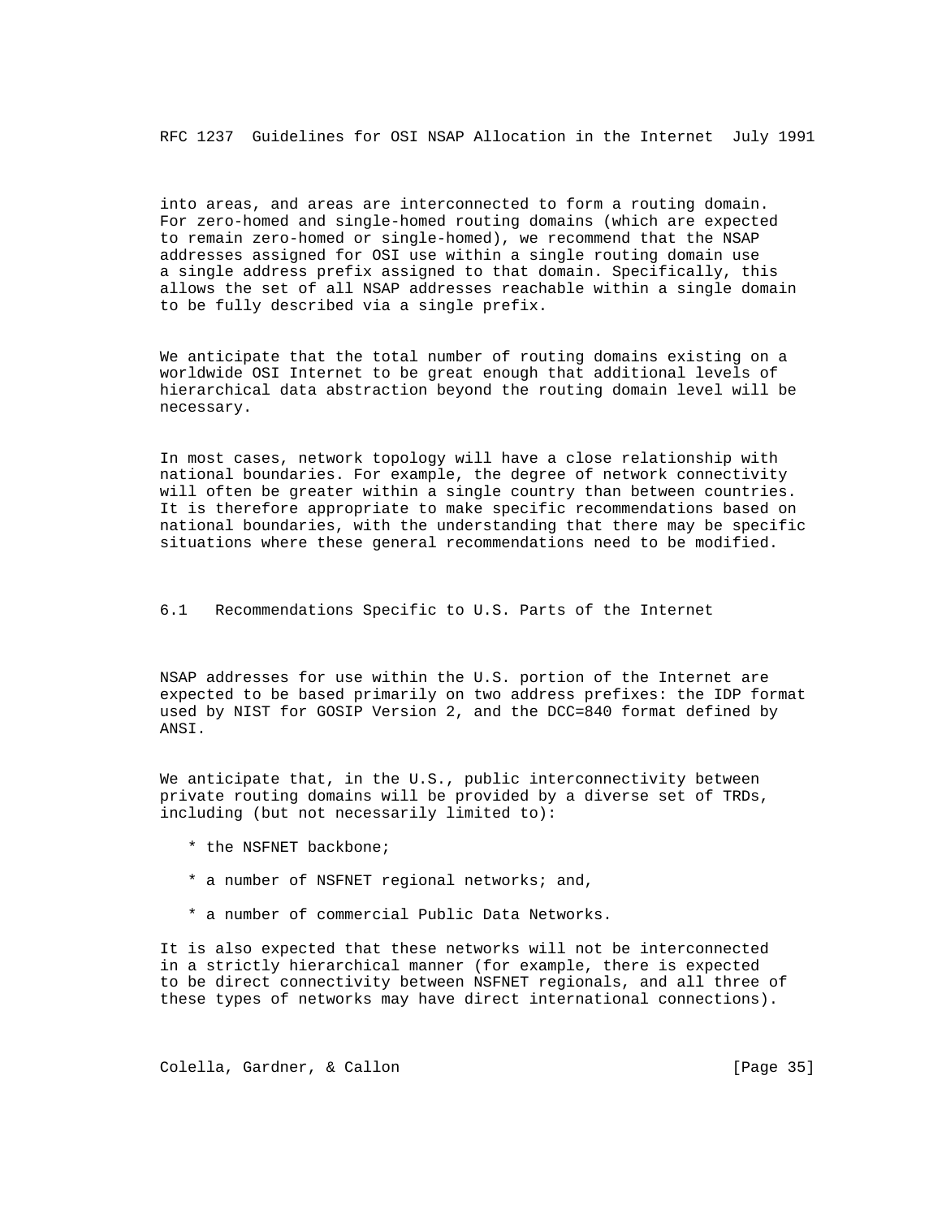into areas, and areas are interconnected to form a routing domain. For zero-homed and single-homed routing domains (which are expected to remain zero-homed or single-homed), we recommend that the NSAP addresses assigned for OSI use within a single routing domain use a single address prefix assigned to that domain. Specifically, this allows the set of all NSAP addresses reachable within a single domain to be fully described via a single prefix.

We anticipate that the total number of routing domains existing on a worldwide OSI Internet to be great enough that additional levels of hierarchical data abstraction beyond the routing domain level will be necessary.

In most cases, network topology will have a close relationship with national boundaries. For example, the degree of network connectivity will often be greater within a single country than between countries. It is therefore appropriate to make specific recommendations based on national boundaries, with the understanding that there may be specific situations where these general recommendations need to be modified.

## 6.1 Recommendations Specific to U.S. Parts of the Internet

NSAP addresses for use within the U.S. portion of the Internet are expected to be based primarily on two address prefixes: the IDP format used by NIST for GOSIP Version 2, and the DCC=840 format defined by ANSI.

We anticipate that, in the U.S., public interconnectivity between private routing domains will be provided by a diverse set of TRDs, including (but not necessarily limited to):

* the NSFNET backbone;
* a number of NSFNET regional networks; and,
* a number of commercial Public Data Networks.

It is also expected that these networks will not be interconnected in a strictly hierarchical manner (for example, there is expected to be direct connectivity between NSFNET regionals, and all three of these types of networks may have direct international connections).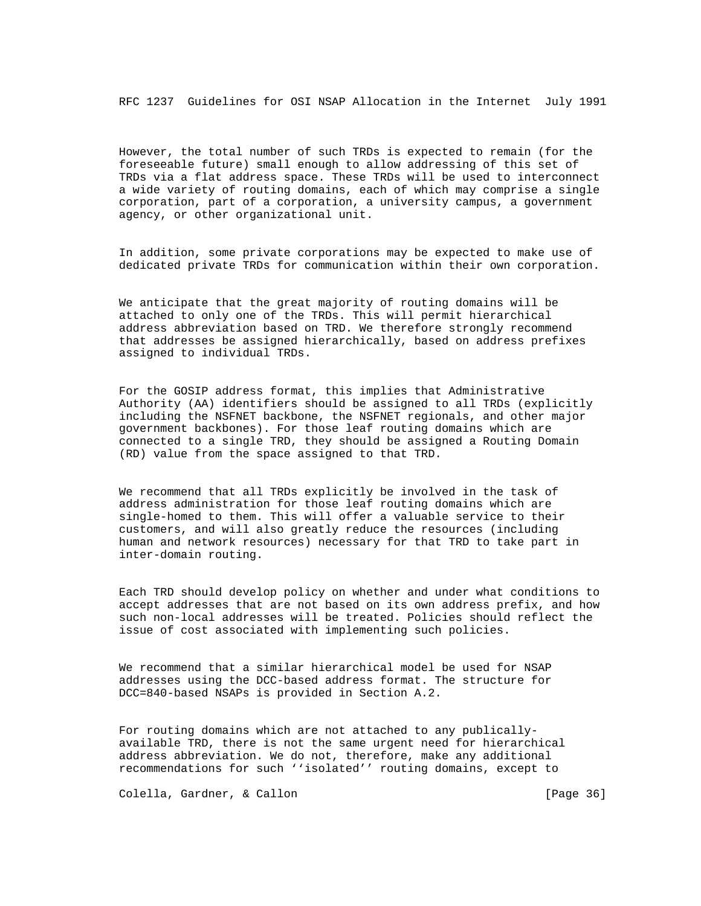However, the total number of such TRDs is expected to remain (for the foreseeable future) small enough to allow addressing of this set of TRDs via a flat address space. These TRDs will be used to interconnect a wide variety of routing domains, each of which may comprise a single corporation, part of a corporation, a university campus, a government agency, or other organizational unit.

In addition, some private corporations may be expected to make use of dedicated private TRDs for communication within their own corporation.

We anticipate that the great majority of routing domains will be attached to only one of the TRDs. This will permit hierarchical address abbreviation based on TRD. We therefore strongly recommend that addresses be assigned hierarchically, based on address prefixes assigned to individual TRDs.

For the GOSIP address format, this implies that Administrative Authority (AA) identifiers should be assigned to all TRDs (explicitly including the NSFNET backbone, the NSFNET regionals, and other major government backbones). For those leaf routing domains which are connected to a single TRD, they should be assigned a Routing Domain (RD) value from the space assigned to that TRD.

We recommend that all TRDs explicitly be involved in the task of address administration for those leaf routing domains which are single-homed to them. This will offer a valuable service to their customers, and will also greatly reduce the resources (including human and network resources) necessary for that TRD to take part in inter-domain routing.

Each TRD should develop policy on whether and under what conditions to accept addresses that are not based on its own address prefix, and how such non-local addresses will be treated. Policies should reflect the issue of cost associated with implementing such policies.

We recommend that a similar hierarchical model be used for NSAP addresses using the DCC-based address format. The structure for DCC=840-based NSAPs is provided in Section A.2.

For routing domains which are not attached to any publically-available TRD, there is not the same urgent need for hierarchical address abbreviation. We do not, therefore, make any additional recommendations for such ‘‘isolated’’ routing domains, except to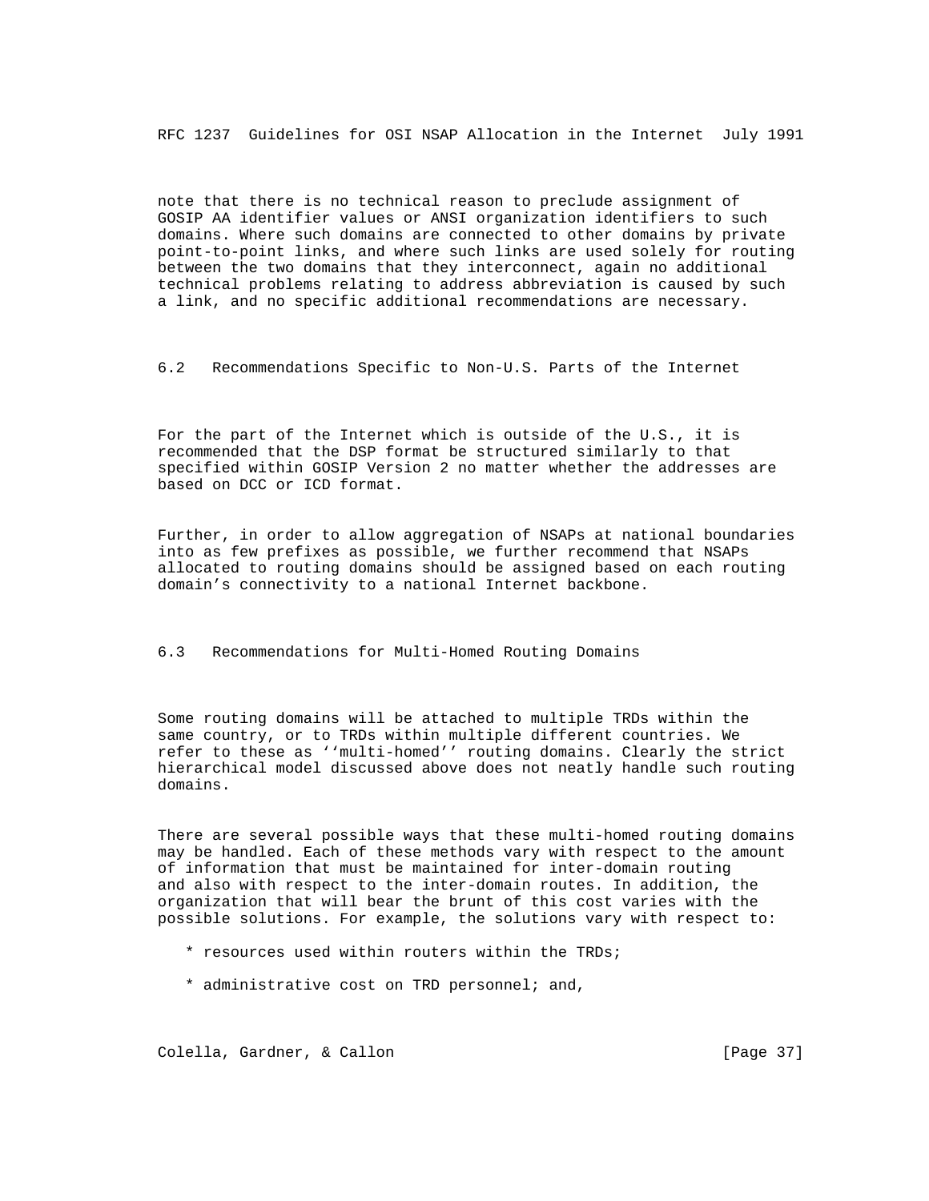note that there is no technical reason to preclude assignment of GOSIP AA identifier values or ANSI organization identifiers to such domains. Where such domains are connected to other domains by private point-to-point links, and where such links are used solely for routing between the two domains that they interconnect, again no additional technical problems relating to address abbreviation is caused by such a link, and no specific additional recommendations are necessary.

### 6.2 Recommendations Specific to Non-U.S. Parts of the Internet

For the part of the Internet which is outside of the U.S., it is recommended that the DSP format be structured similarly to that specified within GOSIP Version 2 no matter whether the addresses are based on DCC or ICD format.

Further, in order to allow aggregation of NSAPs at national boundaries into as few prefixes as possible, we further recommend that NSAPs allocated to routing domains should be assigned based on each routing domain's connectivity to a national Internet backbone.

### 6.3 Recommendations for Multi-Homed Routing Domains

Some routing domains will be attached to multiple TRDs within the same country, or to TRDs within multiple different countries. We refer to these as ''multi-homed'' routing domains. Clearly the strict hierarchical model discussed above does not neatly handle such routing domains.

There are several possible ways that these multi-homed routing domains may be handled. Each of these methods vary with respect to the amount of information that must be maintained for inter-domain routing and also with respect to the inter-domain routes. In addition, the organization that will bear the brunt of this cost varies with the possible solutions. For example, the solutions vary with respect to:

* resources used within routers within the TRDs;
* administrative cost on TRD personnel; and,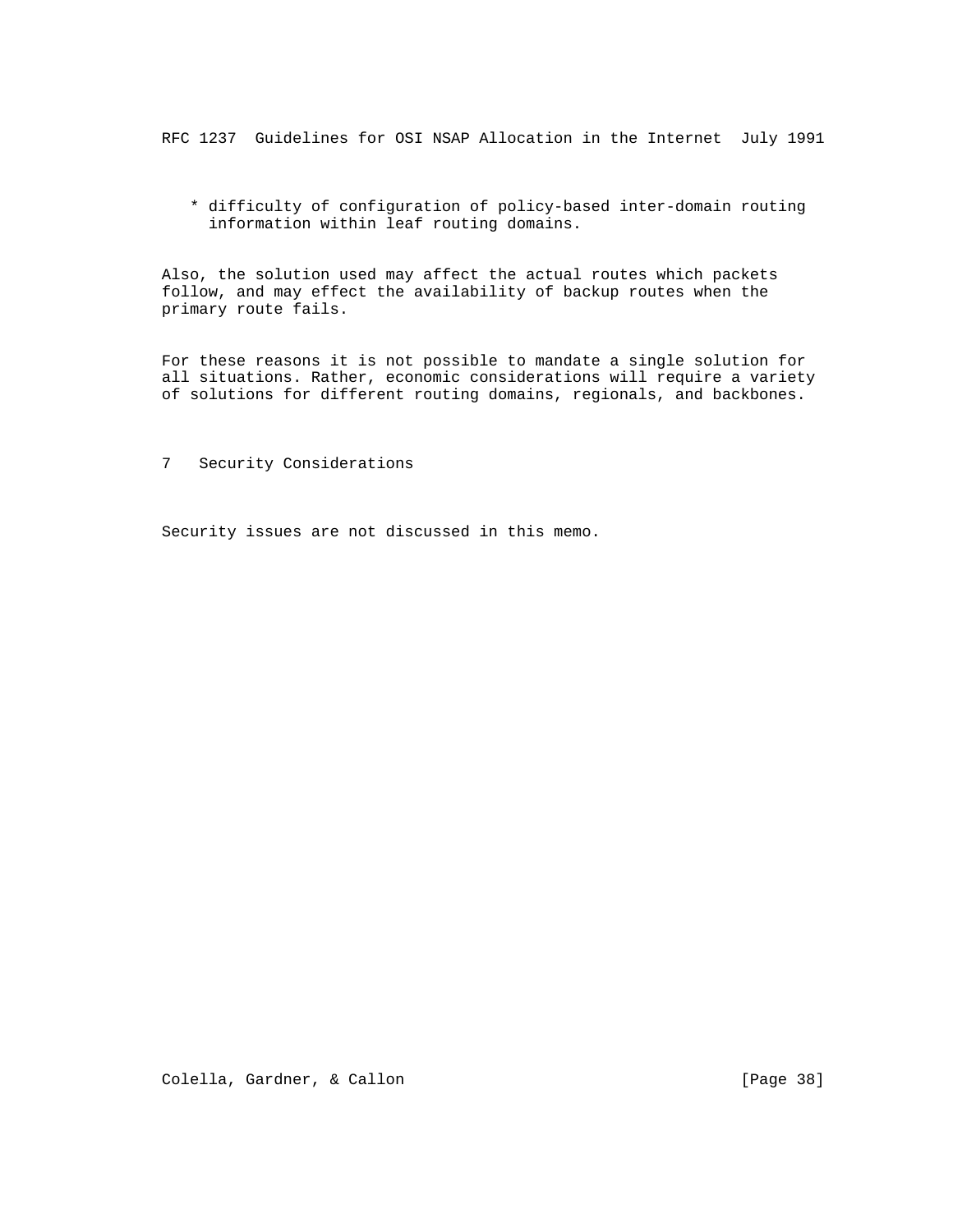* difficulty of configuration of policy-based inter-domain routing information within leaf routing domains.

Also, the solution used may affect the actual routes which packets follow, and may effect the availability of backup routes when the primary route fails.

For these reasons it is not possible to mandate a single solution for all situations. Rather, economic considerations will require a variety of solutions for different routing domains, regionals, and backbones.

# 7 Security Considerations

Security issues are not discussed in this memo.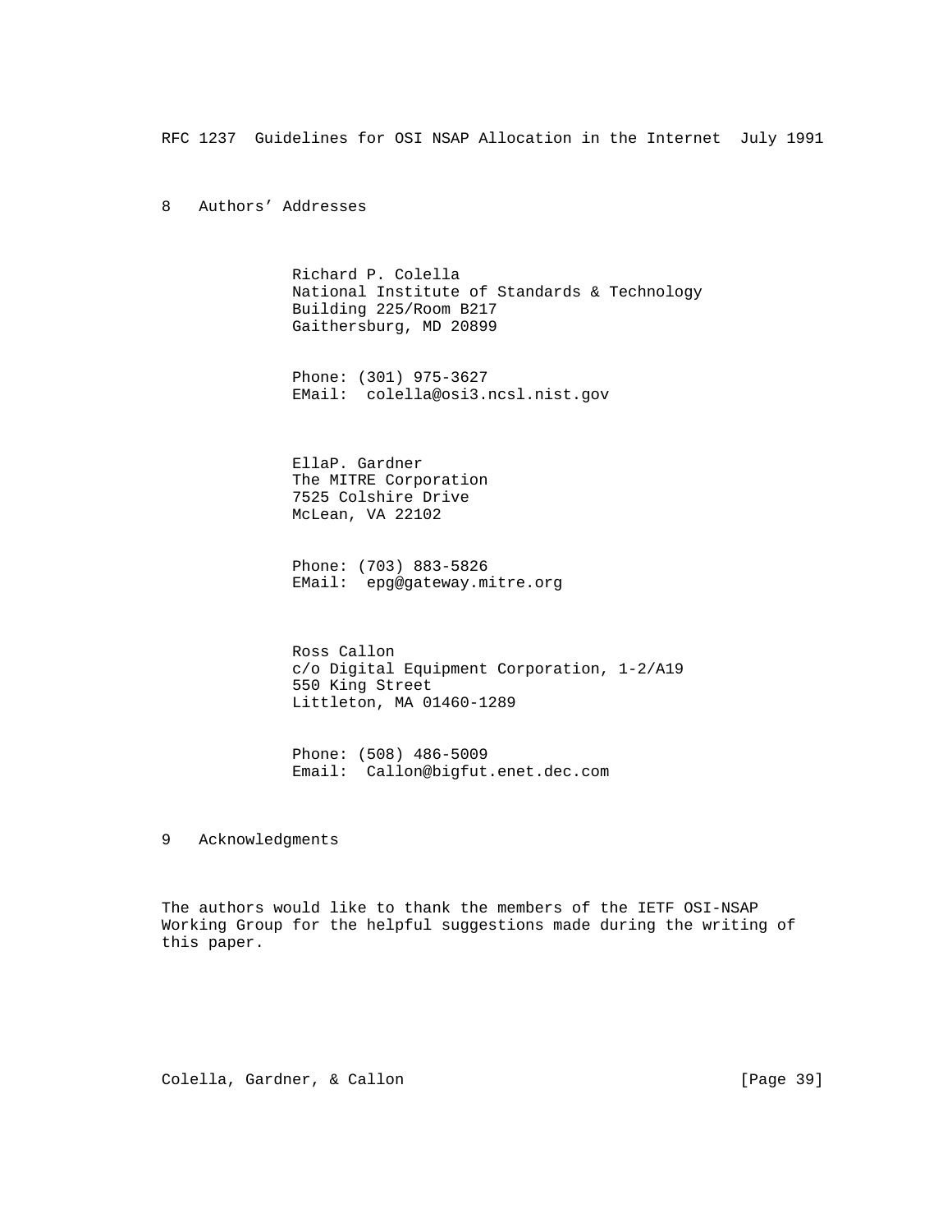## 8 Authors' Addresses

Richard P. Colella
National Institute of Standards & Technology
Building 225/Room B217
Gaithersburg, MD 20899

Phone: (301) 975-3627
EMail: colella@osi3.ncsl.nist.gov

EllaP. Gardner
The MITRE Corporation
7525 Colshire Drive
McLean, VA 22102

Phone: (703) 883-5826
EMail: epg@gateway.mitre.org

Ross Callon
c/o Digital Equipment Corporation, 1-2/A19
550 King Street
Littleton, MA 01460-1289

Phone: (508) 486-5009
Email: Callon@bigfut.enet.dec.com

## 9 Acknowledgments

The authors would like to thank the members of the IETF OSI-NSAP Working Group for the helpful suggestions made during the writing of this paper.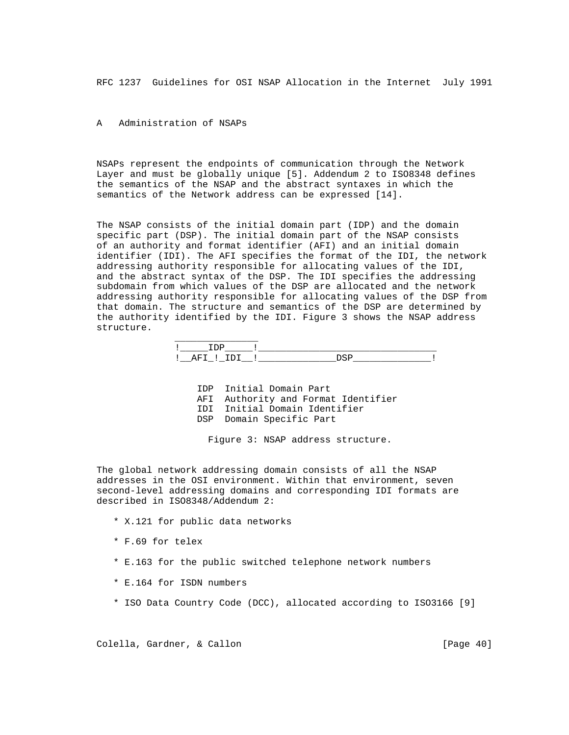## A Administration of NSAPs

NSAPs represent the endpoints of communication through the Network Layer and must be globally unique [5]. Addendum 2 to ISO8348 defines the semantics of the NSAP and the abstract syntaxes in which the semantics of the Network address can be expressed [14].

The NSAP consists of the initial domain part (IDP) and the domain specific part (DSP). The initial domain part of the NSAP consists of an authority and format identifier (AFI) and an initial domain identifier (IDI). The AFI specifies the format of the IDI, the network addressing authority responsible for allocating values of the IDI, and the abstract syntax of the DSP. The IDI specifies the addressing subdomain from which values of the DSP are allocated and the network addressing authority responsible for allocating values of the DSP from that domain. The structure and semantics of the DSP are determined by the authority identified by the IDI. Figure 3 shows the NSAP address structure.

```
 _______________
!_____IDP_____!________________________________
!__AFI_!_IDI__!______________DSP______________!


    IDP  Initial Domain Part
    AFI  Authority and Format Identifier
    IDI  Initial Domain Identifier
    DSP  Domain Specific Part
```

Figure 3: NSAP address structure.

The global network addressing domain consists of all the NSAP addresses in the OSI environment. Within that environment, seven second-level addressing domains and corresponding IDI formats are described in ISO8348/Addendum 2:

* X.121 for public data networks
* F.69 for telex
* E.163 for the public switched telephone network numbers
* E.164 for ISDN numbers
* ISO Data Country Code (DCC), allocated according to ISO3166 [9]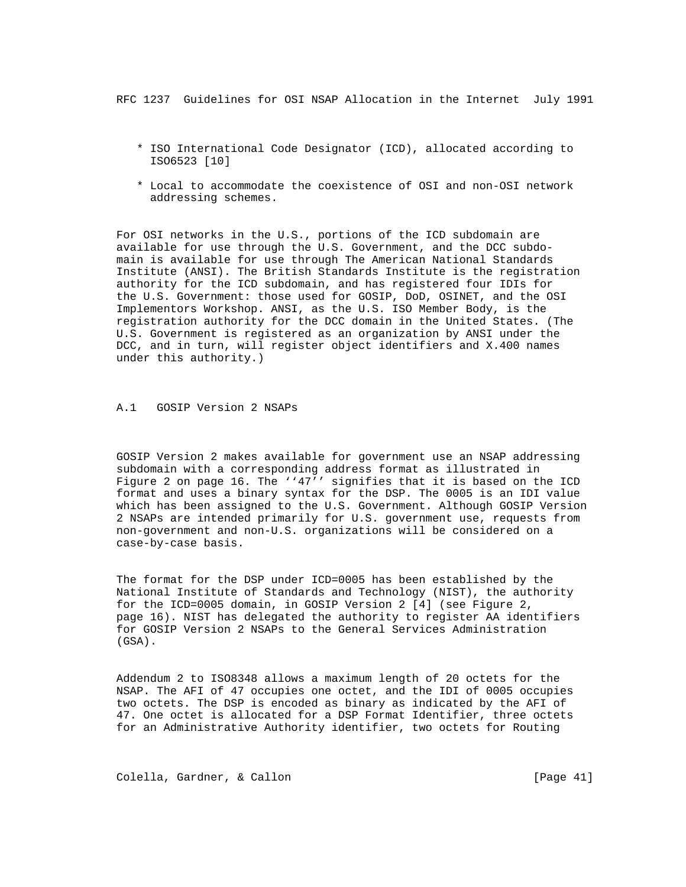* ISO International Code Designator (ICD), allocated according to ISO6523 [10]

* Local to accommodate the coexistence of OSI and non-OSI network addressing schemes.

For OSI networks in the U.S., portions of the ICD subdomain are available for use through the U.S. Government, and the DCC subdomain is available for use through The American National Standards Institute (ANSI). The British Standards Institute is the registration authority for the ICD subdomain, and has registered four IDIs for the U.S. Government: those used for GOSIP, DoD, OSINET, and the OSI Implementors Workshop. ANSI, as the U.S. ISO Member Body, is the registration authority for the DCC domain in the United States. (The U.S. Government is registered as an organization by ANSI under the DCC, and in turn, will register object identifiers and X.400 names under this authority.)

## A.1 GOSIP Version 2 NSAPs

GOSIP Version 2 makes available for government use an NSAP addressing subdomain with a corresponding address format as illustrated in Figure 2 on page 16. The ‘‘47’’ signifies that it is based on the ICD format and uses a binary syntax for the DSP. The 0005 is an IDI value which has been assigned to the U.S. Government. Although GOSIP Version 2 NSAPs are intended primarily for U.S. government use, requests from non-government and non-U.S. organizations will be considered on a case-by-case basis.

The format for the DSP under ICD=0005 has been established by the National Institute of Standards and Technology (NIST), the authority for the ICD=0005 domain, in GOSIP Version 2 [4] (see Figure 2, page 16). NIST has delegated the authority to register AA identifiers for GOSIP Version 2 NSAPs to the General Services Administration (GSA).

Addendum 2 to ISO8348 allows a maximum length of 20 octets for the NSAP. The AFI of 47 occupies one octet, and the IDI of 0005 occupies two octets. The DSP is encoded as binary as indicated by the AFI of 47. One octet is allocated for a DSP Format Identifier, three octets for an Administrative Authority identifier, two octets for Routing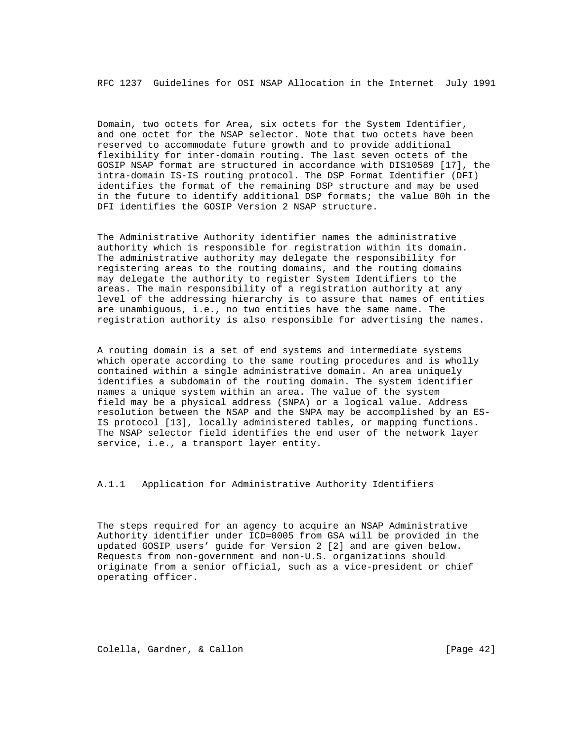Domain, two octets for Area, six octets for the System Identifier, and one octet for the NSAP selector. Note that two octets have been reserved to accommodate future growth and to provide additional flexibility for inter-domain routing. The last seven octets of the GOSIP NSAP format are structured in accordance with DIS10589 [17], the intra-domain IS-IS routing protocol. The DSP Format Identifier (DFI) identifies the format of the remaining DSP structure and may be used in the future to identify additional DSP formats; the value 80h in the DFI identifies the GOSIP Version 2 NSAP structure.

The Administrative Authority identifier names the administrative authority which is responsible for registration within its domain. The administrative authority may delegate the responsibility for registering areas to the routing domains, and the routing domains may delegate the authority to register System Identifiers to the areas. The main responsibility of a registration authority at any level of the addressing hierarchy is to assure that names of entities are unambiguous, i.e., no two entities have the same name. The registration authority is also responsible for advertising the names.

A routing domain is a set of end systems and intermediate systems which operate according to the same routing procedures and is wholly contained within a single administrative domain. An area uniquely identifies a subdomain of the routing domain. The system identifier names a unique system within an area. The value of the system field may be a physical address (SNPA) or a logical value. Address resolution between the NSAP and the SNPA may be accomplished by an ES-IS protocol [13], locally administered tables, or mapping functions. The NSAP selector field identifies the end user of the network layer service, i.e., a transport layer entity.

### A.1.1 Application for Administrative Authority Identifiers

The steps required for an agency to acquire an NSAP Administrative Authority identifier under ICD=0005 from GSA will be provided in the updated GOSIP users' guide for Version 2 [2] and are given below. Requests from non-government and non-U.S. organizations should originate from a senior official, such as a vice-president or chief operating officer.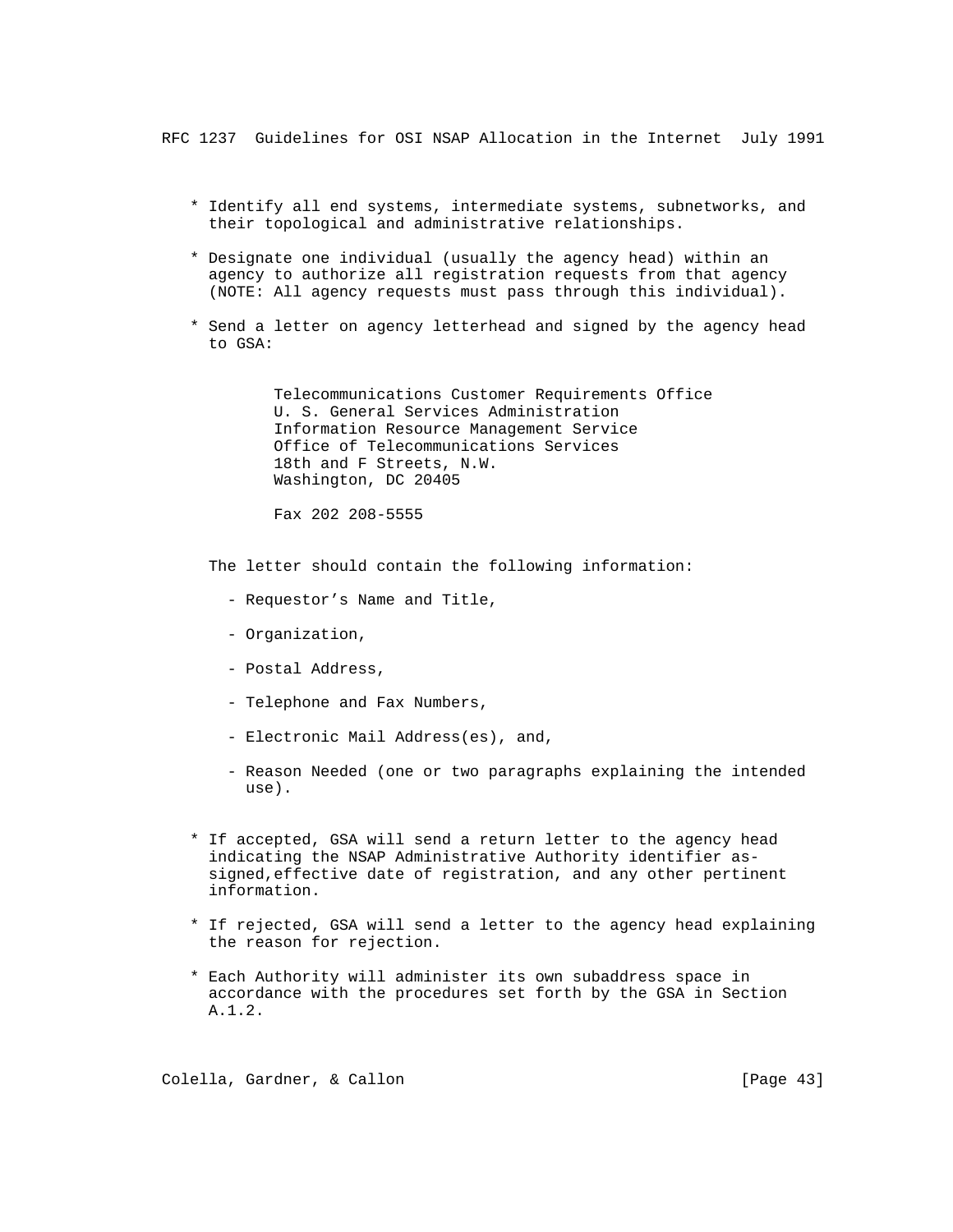* Identify all end systems, intermediate systems, subnetworks, and their topological and administrative relationships.

* Designate one individual (usually the agency head) within an agency to authorize all registration requests from that agency (NOTE: All agency requests must pass through this individual).

* Send a letter on agency letterhead and signed by the agency head to GSA:

  Telecommunications Customer Requirements Office  
  U. S. General Services Administration  
  Information Resource Management Service  
  Office of Telecommunications Services  
  18th and F Streets, N.W.  
  Washington, DC 20405

  Fax 202 208-5555

  The letter should contain the following information:

  - Requestor's Name and Title,

  - Organization,

  - Postal Address,

  - Telephone and Fax Numbers,

  - Electronic Mail Address(es), and,

  - Reason Needed (one or two paragraphs explaining the intended use).

* If accepted, GSA will send a return letter to the agency head indicating the NSAP Administrative Authority identifier assigned,effective date of registration, and any other pertinent information.

* If rejected, GSA will send a letter to the agency head explaining the reason for rejection.

* Each Authority will administer its own subaddress space in accordance with the procedures set forth by the GSA in Section A.1.2.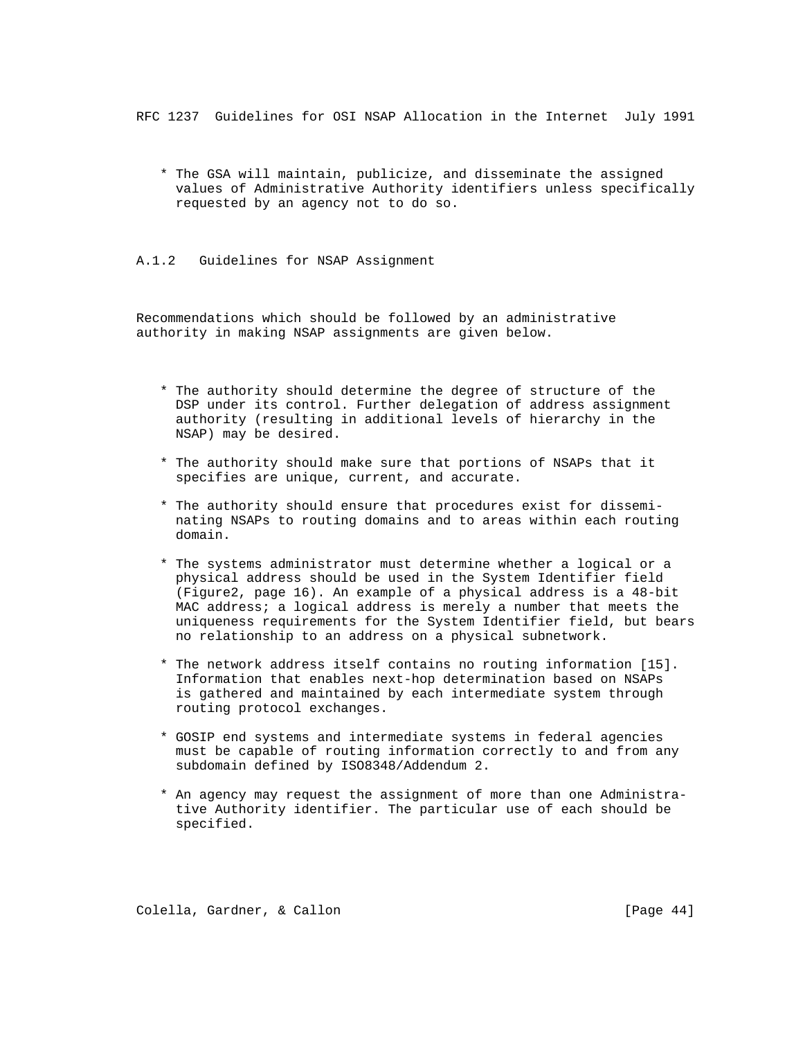* The GSA will maintain, publicize, and disseminate the assigned values of Administrative Authority identifiers unless specifically requested by an agency not to do so.

### A.1.2 Guidelines for NSAP Assignment

Recommendations which should be followed by an administrative authority in making NSAP assignments are given below.

* The authority should determine the degree of structure of the DSP under its control. Further delegation of address assignment authority (resulting in additional levels of hierarchy in the NSAP) may be desired.

* The authority should make sure that portions of NSAPs that it specifies are unique, current, and accurate.

* The authority should ensure that procedures exist for disseminating NSAPs to routing domains and to areas within each routing domain.

* The systems administrator must determine whether a logical or a physical address should be used in the System Identifier field (Figure2, page 16). An example of a physical address is a 48-bit MAC address; a logical address is merely a number that meets the uniqueness requirements for the System Identifier field, but bears no relationship to an address on a physical subnetwork.

* The network address itself contains no routing information [15]. Information that enables next-hop determination based on NSAPs is gathered and maintained by each intermediate system through routing protocol exchanges.

* GOSIP end systems and intermediate systems in federal agencies must be capable of routing information correctly to and from any subdomain defined by ISO8348/Addendum 2.

* An agency may request the assignment of more than one Administrative Authority identifier. The particular use of each should be specified.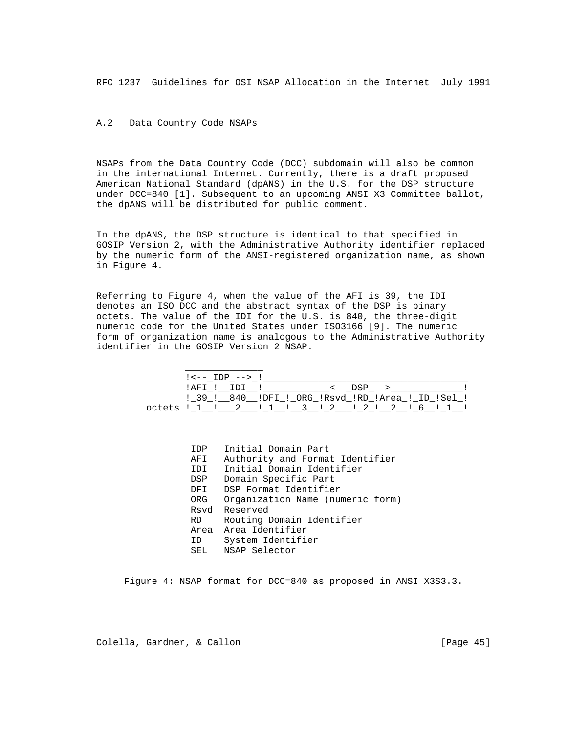## A.2 Data Country Code NSAPs

NSAPs from the Data Country Code (DCC) subdomain will also be common in the international Internet. Currently, there is a draft proposed American National Standard (dpANS) in the U.S. for the DSP structure under DCC=840 [1]. Subsequent to an upcoming ANSI X3 Committee ballot, the dpANS will be distributed for public comment.

In the dpANS, the DSP structure is identical to that specified in GOSIP Version 2, with the Administrative Authority identifier replaced by the numeric form of the ANSI-registered organization name, as shown in Figure 4.

Referring to Figure 4, when the value of the AFI is 39, the IDI denotes an ISO DCC and the abstract syntax of the DSP is binary octets. The value of the IDI for the U.S. is 840, the three-digit numeric code for the United States under ISO3166 [9]. The numeric form of organization name is analogous to the Administrative Authority identifier in the GOSIP Version 2 NSAP.

```
              _______________
             !<--_IDP_-->_!_____________________________________
             !AFI_!__IDI__!____________<--_DSP_-->_____________!
             !_39_!__840__!DFI_!_ORG_!Rsvd_!RD_!Area_!_ID_!Sel_!
      octets !_1__!___2___!_1__!__3__!_2___!_2_!__2__!_6__!_1__!


              IDP   Initial Domain Part
              AFI   Authority and Format Identifier
              IDI   Initial Domain Identifier
              DSP   Domain Specific Part
              DFI   DSP Format Identifier
              ORG   Organization Name (numeric form)
              Rsvd  Reserved
              RD    Routing Domain Identifier
              Area  Area Identifier
              ID    System Identifier
              SEL   NSAP Selector
```

Figure 4: NSAP format for DCC=840 as proposed in ANSI X3S3.3.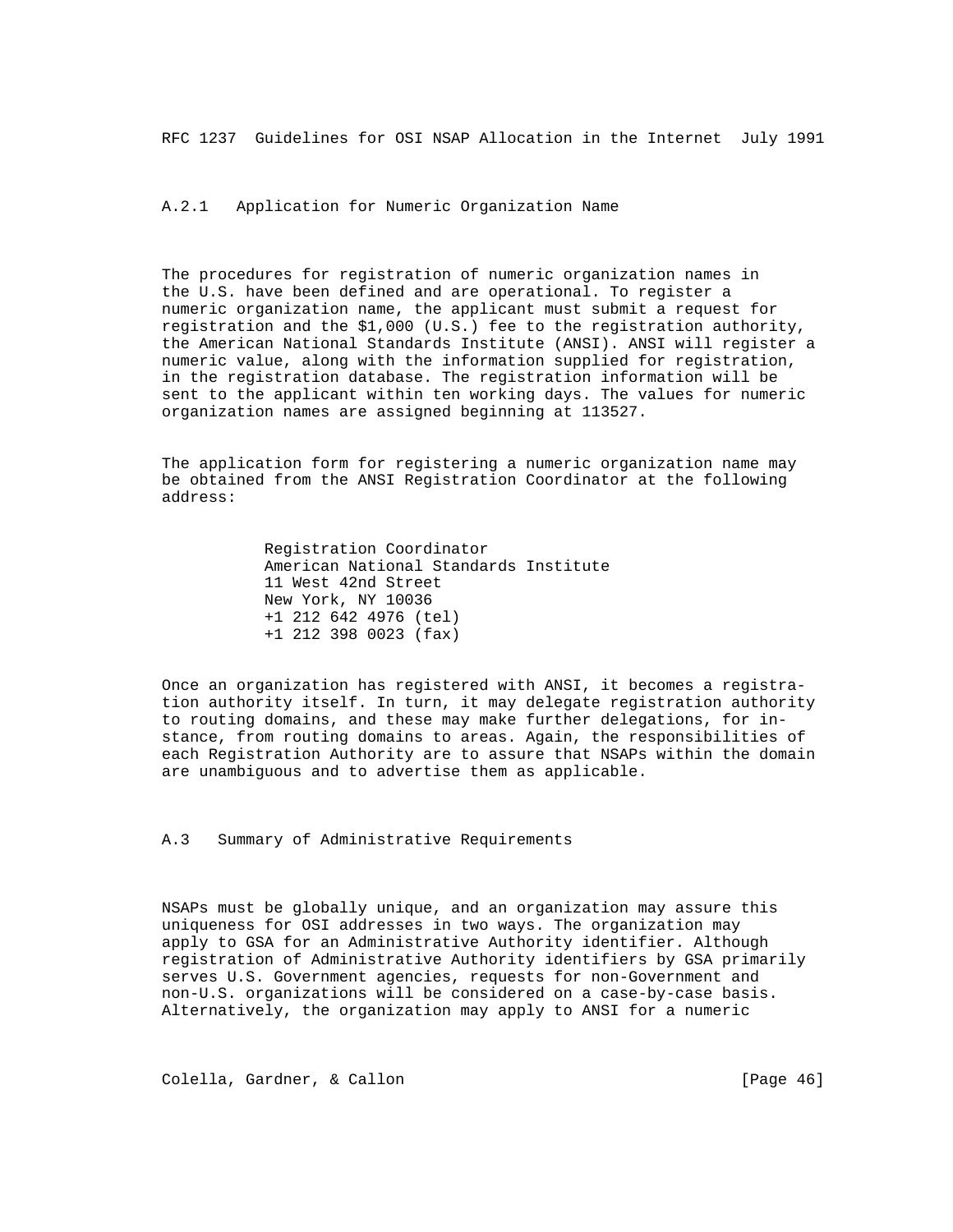### A.2.1 Application for Numeric Organization Name

The procedures for registration of numeric organization names in the U.S. have been defined and are operational. To register a numeric organization name, the applicant must submit a request for registration and the $1,000 (U.S.) fee to the registration authority, the American National Standards Institute (ANSI). ANSI will register a numeric value, along with the information supplied for registration, in the registration database. The registration information will be sent to the applicant within ten working days. The values for numeric organization names are assigned beginning at 113527.

The application form for registering a numeric organization name may be obtained from the ANSI Registration Coordinator at the following address:

```
Registration Coordinator
American National Standards Institute
11 West 42nd Street
New York, NY 10036
+1 212 642 4976 (tel)
+1 212 398 0023 (fax)
```

Once an organization has registered with ANSI, it becomes a registration authority itself. In turn, it may delegate registration authority to routing domains, and these may make further delegations, for instance, from routing domains to areas. Again, the responsibilities of each Registration Authority are to assure that NSAPs within the domain are unambiguous and to advertise them as applicable.

## A.3 Summary of Administrative Requirements

NSAPs must be globally unique, and an organization may assure this uniqueness for OSI addresses in two ways. The organization may apply to GSA for an Administrative Authority identifier. Although registration of Administrative Authority identifiers by GSA primarily serves U.S. Government agencies, requests for non-Government and non-U.S. organizations will be considered on a case-by-case basis. Alternatively, the organization may apply to ANSI for a numeric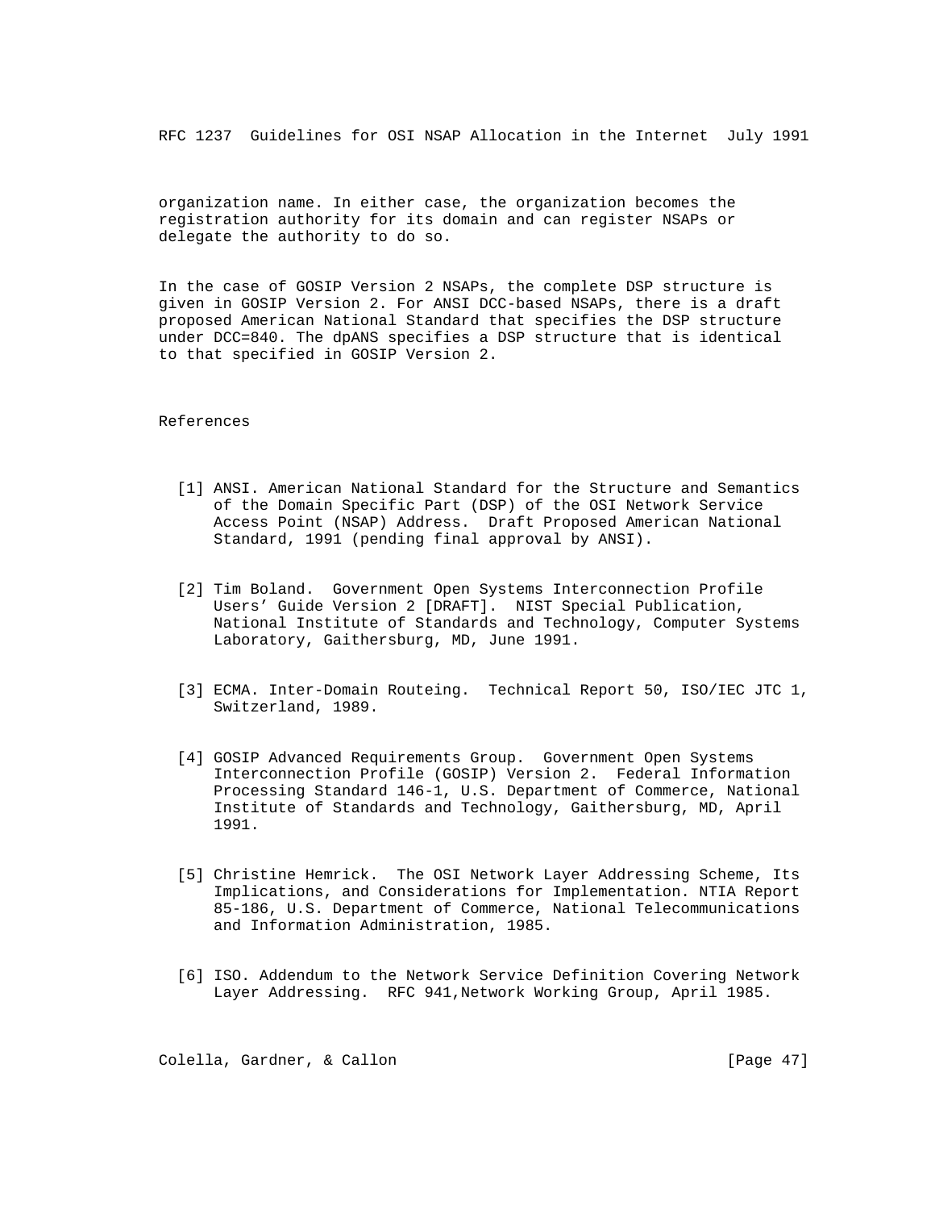organization name. In either case, the organization becomes the registration authority for its domain and can register NSAPs or delegate the authority to do so.

In the case of GOSIP Version 2 NSAPs, the complete DSP structure is given in GOSIP Version 2. For ANSI DCC-based NSAPs, there is a draft proposed American National Standard that specifies the DSP structure under DCC=840. The dpANS specifies a DSP structure that is identical to that specified in GOSIP Version 2.

## References

[1] ANSI. American National Standard for the Structure and Semantics of the Domain Specific Part (DSP) of the OSI Network Service Access Point (NSAP) Address. Draft Proposed American National Standard, 1991 (pending final approval by ANSI).

[2] Tim Boland. Government Open Systems Interconnection Profile Users' Guide Version 2 [DRAFT]. NIST Special Publication, National Institute of Standards and Technology, Computer Systems Laboratory, Gaithersburg, MD, June 1991.

[3] ECMA. Inter-Domain Routeing. Technical Report 50, ISO/IEC JTC 1, Switzerland, 1989.

[4] GOSIP Advanced Requirements Group. Government Open Systems Interconnection Profile (GOSIP) Version 2. Federal Information Processing Standard 146-1, U.S. Department of Commerce, National Institute of Standards and Technology, Gaithersburg, MD, April 1991.

[5] Christine Hemrick. The OSI Network Layer Addressing Scheme, Its Implications, and Considerations for Implementation. NTIA Report 85-186, U.S. Department of Commerce, National Telecommunications and Information Administration, 1985.

[6] ISO. Addendum to the Network Service Definition Covering Network Layer Addressing. RFC 941,Network Working Group, April 1985.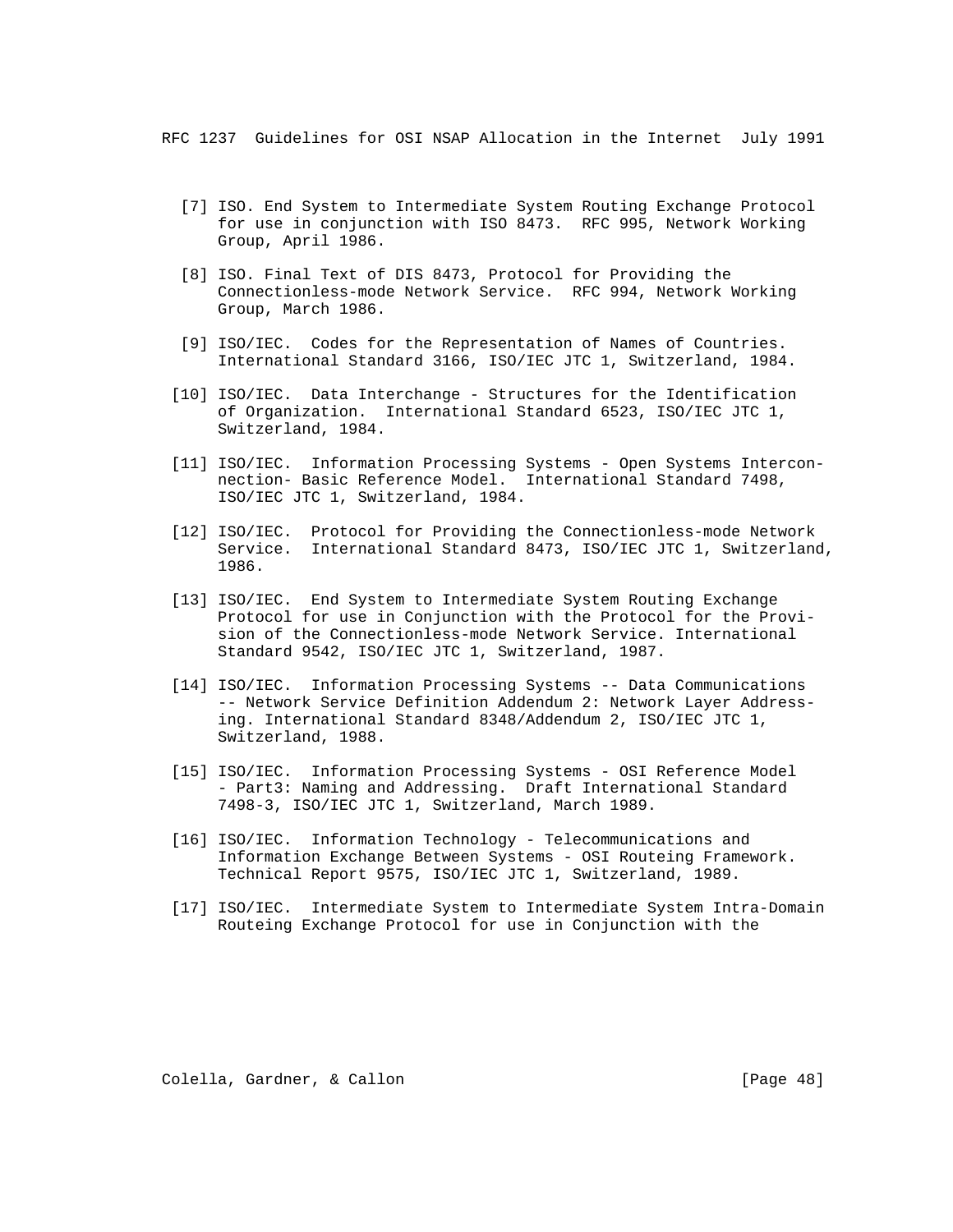[7] ISO. End System to Intermediate System Routing Exchange Protocol for use in conjunction with ISO 8473. RFC 995, Network Working Group, April 1986.

[8] ISO. Final Text of DIS 8473, Protocol for Providing the Connectionless-mode Network Service. RFC 994, Network Working Group, March 1986.

[9] ISO/IEC. Codes for the Representation of Names of Countries. International Standard 3166, ISO/IEC JTC 1, Switzerland, 1984.

[10] ISO/IEC. Data Interchange - Structures for the Identification of Organization. International Standard 6523, ISO/IEC JTC 1, Switzerland, 1984.

[11] ISO/IEC. Information Processing Systems - Open Systems Interconnection- Basic Reference Model. International Standard 7498, ISO/IEC JTC 1, Switzerland, 1984.

[12] ISO/IEC. Protocol for Providing the Connectionless-mode Network Service. International Standard 8473, ISO/IEC JTC 1, Switzerland, 1986.

[13] ISO/IEC. End System to Intermediate System Routing Exchange Protocol for use in Conjunction with the Protocol for the Provision of the Connectionless-mode Network Service. International Standard 9542, ISO/IEC JTC 1, Switzerland, 1987.

[14] ISO/IEC. Information Processing Systems -- Data Communications -- Network Service Definition Addendum 2: Network Layer Addressing. International Standard 8348/Addendum 2, ISO/IEC JTC 1, Switzerland, 1988.

[15] ISO/IEC. Information Processing Systems - OSI Reference Model - Part3: Naming and Addressing. Draft International Standard 7498-3, ISO/IEC JTC 1, Switzerland, March 1989.

[16] ISO/IEC. Information Technology - Telecommunications and Information Exchange Between Systems - OSI Routeing Framework. Technical Report 9575, ISO/IEC JTC 1, Switzerland, 1989.

[17] ISO/IEC. Intermediate System to Intermediate System Intra-Domain Routeing Exchange Protocol for use in Conjunction with the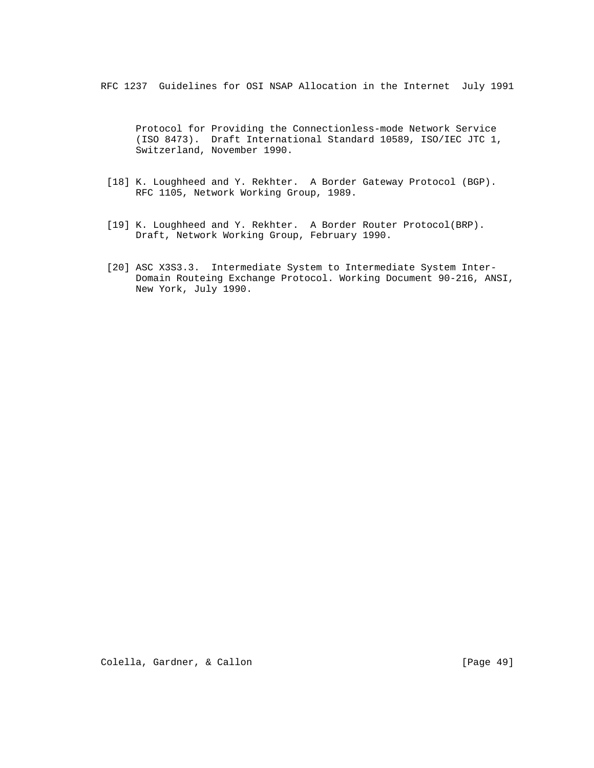Protocol for Providing the Connectionless-mode Network Service (ISO 8473). Draft International Standard 10589, ISO/IEC JTC 1, Switzerland, November 1990.

[18] K. Loughheed and Y. Rekhter. A Border Gateway Protocol (BGP). RFC 1105, Network Working Group, 1989.

[19] K. Loughheed and Y. Rekhter. A Border Router Protocol(BRP). Draft, Network Working Group, February 1990.

[20] ASC X3S3.3. Intermediate System to Intermediate System Inter-Domain Routeing Exchange Protocol. Working Document 90-216, ANSI, New York, July 1990.